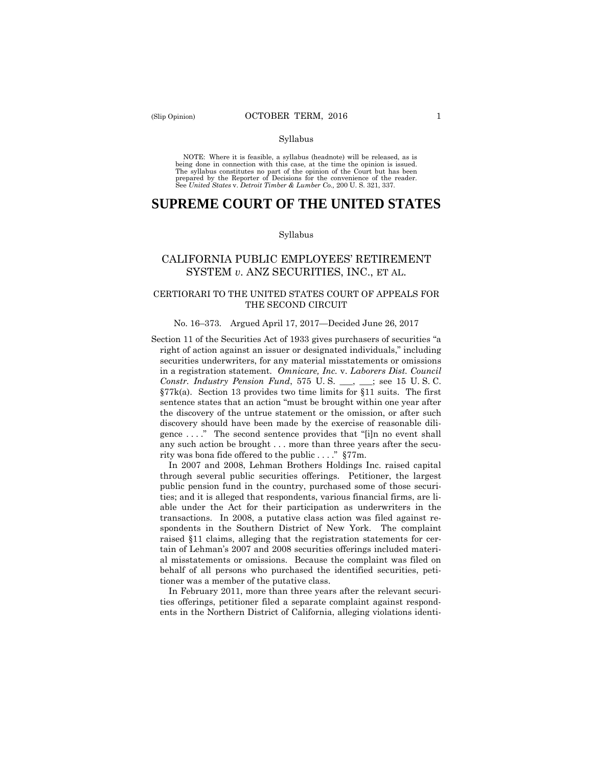Syllabus

NOTE: Where it is feasible, a syllabus (headnote) will be released, as is being done in connection with this case, at the time the opinion is issued. The syllabus constitutes no part of the opinion of the Court but has been prepared by the Reporter of Decisions for the convenience of the reader. See *United States* v. *Detroit Timber & Lumber Co.,* 200 U. S. 321, 337.

# SUPREME COURT OF THE UNITED STATES

Syllabus

## CALIFORNIA PUBLIC EMPLOYEES' RETIREMENT SYSTEM *v*. ANZ SECURITIES, INC., ET AL.

### CERTIORARI TO THE UNITED STATES COURT OF APPEALS FOR THE SECOND CIRCUIT

No. 16–373. Argued April 17, 2017—Decided June 26, 2017

Section 11 of the Securities Act of 1933 gives purchasers of securities "a right of action against an issuer or designated individuals," including securities underwriters, for any material misstatements or omissions in a registration statement. *Omnicare, Inc.* v. *Laborers Dist. Council Constr. Industry Pension Fund*, 575 U. S. ___, ___; see 15 U. S. C. §77k(a). Section 13 provides two time limits for §11 suits. The first sentence states that an action "must be brought within one year after the discovery of the untrue statement or the omission, or after such discovery should have been made by the exercise of reasonable diligence . . . ." The second sentence provides that "[i]n no event shall any such action be brought . . . more than three years after the security was bona fide offered to the public . . . ." §77m.

In 2007 and 2008, Lehman Brothers Holdings Inc. raised capital through several public securities offerings. Petitioner, the largest public pension fund in the country, purchased some of those securities; and it is alleged that respondents, various financial firms, are liable under the Act for their participation as underwriters in the transactions. In 2008, a putative class action was filed against respondents in the Southern District of New York. The complaint raised §11 claims, alleging that the registration statements for certain of Lehman's 2007 and 2008 securities offerings included material misstatements or omissions. Because the complaint was filed on behalf of all persons who purchased the identified securities, petitioner was a member of the putative class.

In February 2011, more than three years after the relevant securities offerings, petitioner filed a separate complaint against respondents in the Northern District of California, alleging violations identi-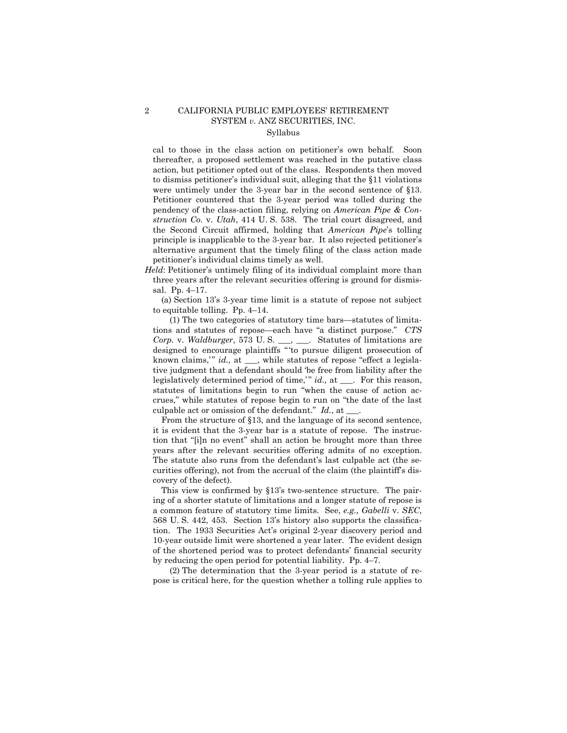cal to those in the class action on petitioner's own behalf. Soon thereafter, a proposed settlement was reached in the putative class action, but petitioner opted out of the class. Respondents then moved to dismiss petitioner's individual suit, alleging that the §11 violations were untimely under the 3-year bar in the second sentence of §13. Petitioner countered that the 3-year period was tolled during the pendency of the class-action filing, relying on *American Pipe & Construction Co.* v. *Utah*, 414 U. S. 538. The trial court disagreed, and the Second Circuit affirmed, holding that *American Pipe*'s tolling principle is inapplicable to the 3-year bar. It also rejected petitioner's alternative argument that the timely filing of the class action made petitioner's individual claims timely as well.

*Held*: Petitioner's untimely filing of its individual complaint more than three years after the relevant securities offering is ground for dismissal. Pp. 4–17.

(a) Section 13's 3-year time limit is a statute of repose not subject to equitable tolling. Pp. 4–14.

(1) The two categories of statutory time bars—statutes of limitations and statutes of repose—each have "a distinct purpose." *CTS Corp.* v. *Waldburger*, 573 U. S. ___, ___. Statutes of limitations are designed to encourage plaintiffs "'to pursue diligent prosecution of known claims,'" *id.,* at ___, while statutes of repose "effect a legislative judgment that a defendant should 'be free from liability after the legislatively determined period of time,'" *id.,* at ___. For this reason, statutes of limitations begin to run "when the cause of action accrues," while statutes of repose begin to run on "the date of the last culpable act or omission of the defendant." *Id.*, at ___.

From the structure of §13, and the language of its second sentence, it is evident that the 3-year bar is a statute of repose. The instruction that "[i]n no event" shall an action be brought more than three years after the relevant securities offering admits of no exception. The statute also runs from the defendant's last culpable act (the securities offering), not from the accrual of the claim (the plaintiff's discovery of the defect).

This view is confirmed by §13's two-sentence structure. The pairing of a shorter statute of limitations and a longer statute of repose is a common feature of statutory time limits. See, *e.g., Gabelli* v. *SEC*, 568 U. S. 442, 453. Section 13's history also supports the classification. The 1933 Securities Act's original 2-year discovery period and 10-year outside limit were shortened a year later. The evident design of the shortened period was to protect defendants' financial security by reducing the open period for potential liability. Pp. 4–7.

(2) The determination that the 3-year period is a statute of repose is critical here, for the question whether a tolling rule applies to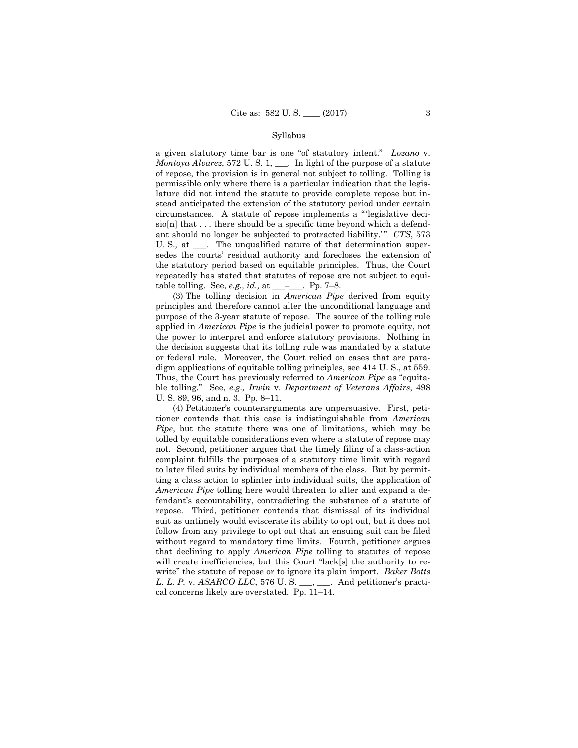a given statutory time bar is one "of statutory intent." *Lozano* v. *Montoya Alvarez*, 572 U. S. 1, ___. In light of the purpose of a statute of repose, the provision is in general not subject to tolling. Tolling is permissible only where there is a particular indication that the legislature did not intend the statute to provide complete repose but instead anticipated the extension of the statutory period under certain circumstances. A statute of repose implements a "'legislative decisio[n] that . . . there should be a specific time beyond which a defendant should no longer be subjected to protracted liability.'" *CTS*, 573 U. S., at ___. The unqualified nature of that determination supersedes the courts' residual authority and forecloses the extension of the statutory period based on equitable principles. Thus, the Court repeatedly has stated that statutes of repose are not subject to equitable tolling. See, *e.g., id.,* at ___–___. Pp. 7–8.

(3) The tolling decision in *American Pipe* derived from equity principles and therefore cannot alter the unconditional language and purpose of the 3-year statute of repose. The source of the tolling rule applied in *American Pipe* is the judicial power to promote equity, not the power to interpret and enforce statutory provisions. Nothing in the decision suggests that its tolling rule was mandated by a statute or federal rule. Moreover, the Court relied on cases that are paradigm applications of equitable tolling principles, see 414 U. S., at 559. Thus, the Court has previously referred to *American Pipe* as "equitable tolling." See, *e.g., Irwin* v. *Department of Veterans Affairs*, 498 U. S. 89, 96, and n. 3. Pp. 8–11.

(4) Petitioner's counterarguments are unpersuasive. First, petitioner contends that this case is indistinguishable from *American Pipe*, but the statute there was one of limitations, which may be tolled by equitable considerations even where a statute of repose may not. Second, petitioner argues that the timely filing of a class-action complaint fulfills the purposes of a statutory time limit with regard to later filed suits by individual members of the class. But by permitting a class action to splinter into individual suits, the application of *American Pipe* tolling here would threaten to alter and expand a defendant's accountability, contradicting the substance of a statute of repose. Third, petitioner contends that dismissal of its individual suit as untimely would eviscerate its ability to opt out, but it does not follow from any privilege to opt out that an ensuing suit can be filed without regard to mandatory time limits. Fourth, petitioner argues that declining to apply *American Pipe* tolling to statutes of repose will create inefficiencies, but this Court "lack[s] the authority to rewrite" the statute of repose or to ignore its plain import. *Baker Botts L. L. P.* v. *ASARCO LLC*, 576 U. S. ___, ___. And petitioner's practical concerns likely are overstated. Pp. 11–14.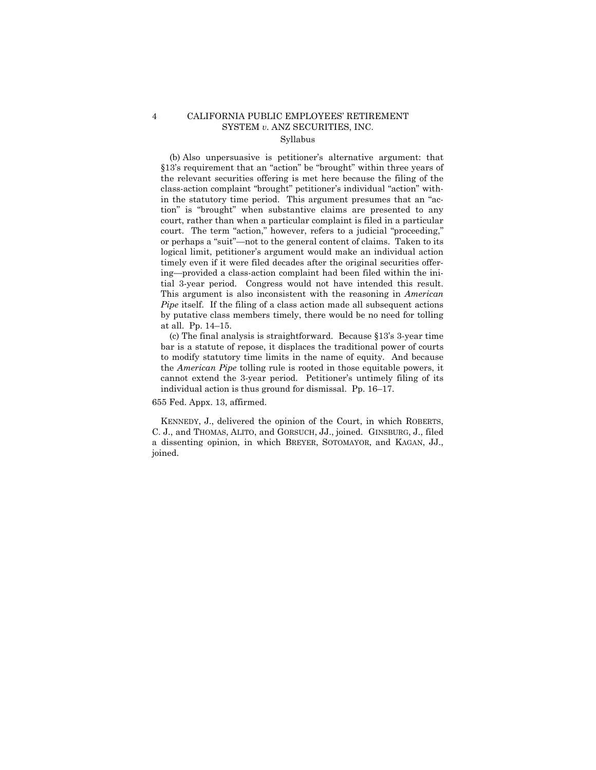(b) Also unpersuasive is petitioner's alternative argument: that §13's requirement that an "action" be "brought" within three years of the relevant securities offering is met here because the filing of the class-action complaint "brought" petitioner's individual "action" within the statutory time period. This argument presumes that an "action" is "brought" when substantive claims are presented to any court, rather than when a particular complaint is filed in a particular court. The term "action," however, refers to a judicial "proceeding," or perhaps a "suit"—not to the general content of claims. Taken to its logical limit, petitioner's argument would make an individual action timely even if it were filed decades after the original securities offering—provided a class-action complaint had been filed within the initial 3-year period. Congress would not have intended this result. This argument is also inconsistent with the reasoning in *American Pipe* itself. If the filing of a class action made all subsequent actions by putative class members timely, there would be no need for tolling at all. Pp. 14–15.

(c) The final analysis is straightforward. Because §13's 3-year time bar is a statute of repose, it displaces the traditional power of courts to modify statutory time limits in the name of equity. And because the *American Pipe* tolling rule is rooted in those equitable powers, it cannot extend the 3-year period. Petitioner's untimely filing of its individual action is thus ground for dismissal. Pp. 16–17.

655 Fed. Appx. 13, affirmed.

KENNEDY, J., delivered the opinion of the Court, in which ROBERTS, C. J., and THOMAS, ALITO, and GORSUCH, JJ., joined. GINSBURG, J., filed a dissenting opinion, in which BREYER, SOTOMAYOR, and KAGAN, JJ., joined.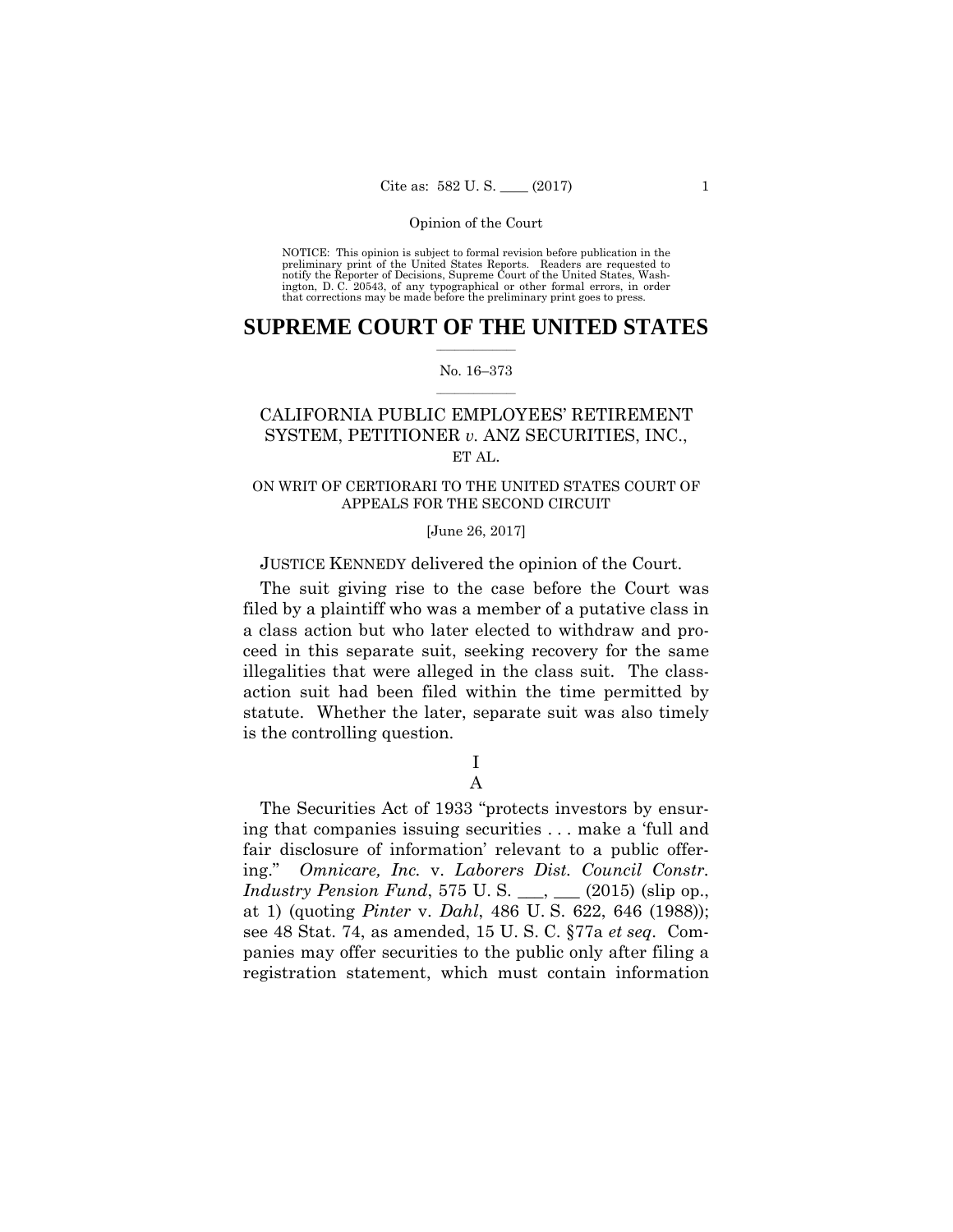NOTICE: This opinion is subject to formal revision before publication in the preliminary print of the United States Reports. Readers are requested to notify the Reporter of Decisions, Supreme Court of the United States, Washington, D. C. 20543, of any typographical or other formal errors, in order that corrections may be made before the preliminary print goes to press.

# SUPREME COURT OF THE UNITED STATES

No. 16–373

CALIFORNIA PUBLIC EMPLOYEES' RETIREMENT SYSTEM, PETITIONER *v.* ANZ SECURITIES, INC., ET AL.

ON WRIT OF CERTIORARI TO THE UNITED STATES COURT OF APPEALS FOR THE SECOND CIRCUIT

[June 26, 2017]

JUSTICE KENNEDY delivered the opinion of the Court.

The suit giving rise to the case before the Court was filed by a plaintiff who was a member of a putative class in a class action but who later elected to withdraw and proceed in this separate suit, seeking recovery for the same illegalities that were alleged in the class suit. The class-action suit had been filed within the time permitted by statute. Whether the later, separate suit was also timely is the controlling question.

## I

### A

The Securities Act of 1933 "protects investors by ensuring that companies issuing securities . . . make a 'full and fair disclosure of information' relevant to a public offering." *Omnicare, Inc.* v. *Laborers Dist. Council Constr. Industry Pension Fund*, 575 U. S. ___, ___ (2015) (slip op., at 1) (quoting *Pinter* v. *Dahl*, 486 U. S. 622, 646 (1988)); see 48 Stat. 74, as amended, 15 U. S. C. §77a *et seq*. Companies may offer securities to the public only after filing a registration statement, which must contain information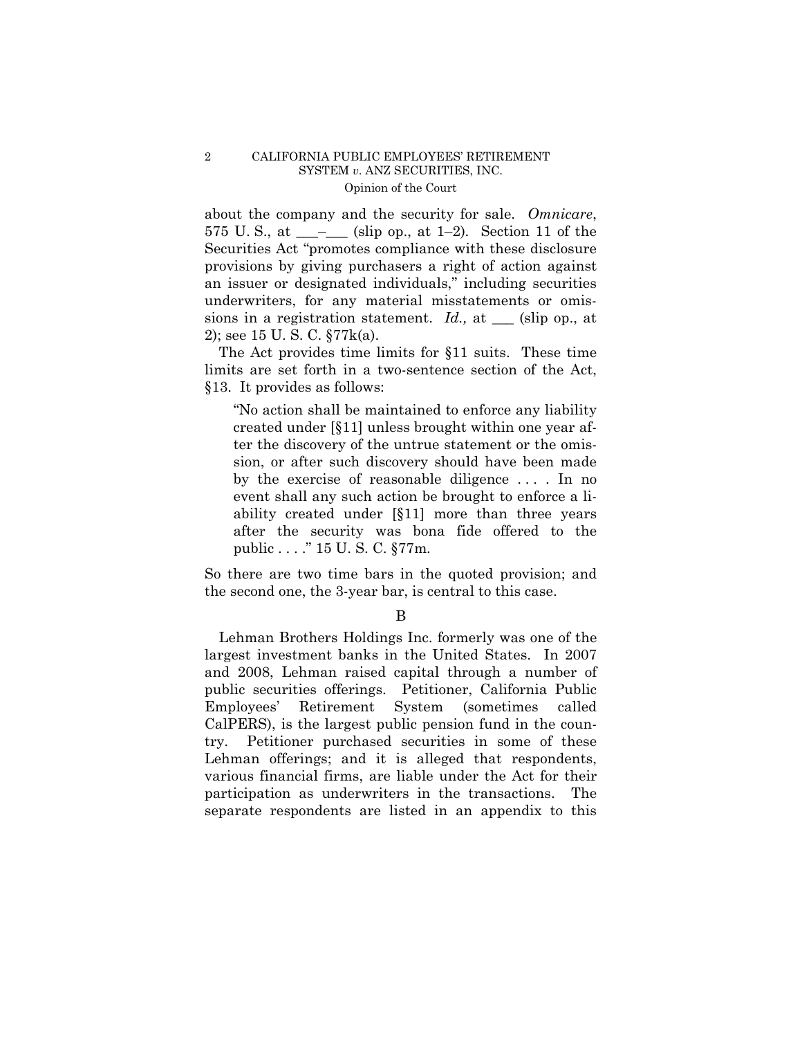about the company and the security for sale. *Omnicare*, 575 U. S., at \_\_\_–\_\_\_ (slip op., at 1–2). Section 11 of the Securities Act "promotes compliance with these disclosure provisions by giving purchasers a right of action against an issuer or designated individuals," including securities underwriters, for any material misstatements or omissions in a registration statement. *Id.,* at \_\_\_ (slip op., at 2); see 15 U. S. C. §77k(a).

The Act provides time limits for §11 suits. These time limits are set forth in a two-sentence section of the Act, §13. It provides as follows:

> "No action shall be maintained to enforce any liability created under [§11] unless brought within one year after the discovery of the untrue statement or the omission, or after such discovery should have been made by the exercise of reasonable diligence . . . . In no event shall any such action be brought to enforce a liability created under [§11] more than three years after the security was bona fide offered to the public . . . ." 15 U. S. C. §77m.

So there are two time bars in the quoted provision; and the second one, the 3-year bar, is central to this case.

B

Lehman Brothers Holdings Inc. formerly was one of the largest investment banks in the United States. In 2007 and 2008, Lehman raised capital through a number of public securities offerings. Petitioner, California Public Employees' Retirement System (sometimes called CalPERS), is the largest public pension fund in the country. Petitioner purchased securities in some of these Lehman offerings; and it is alleged that respondents, various financial firms, are liable under the Act for their participation as underwriters in the transactions. The separate respondents are listed in an appendix to this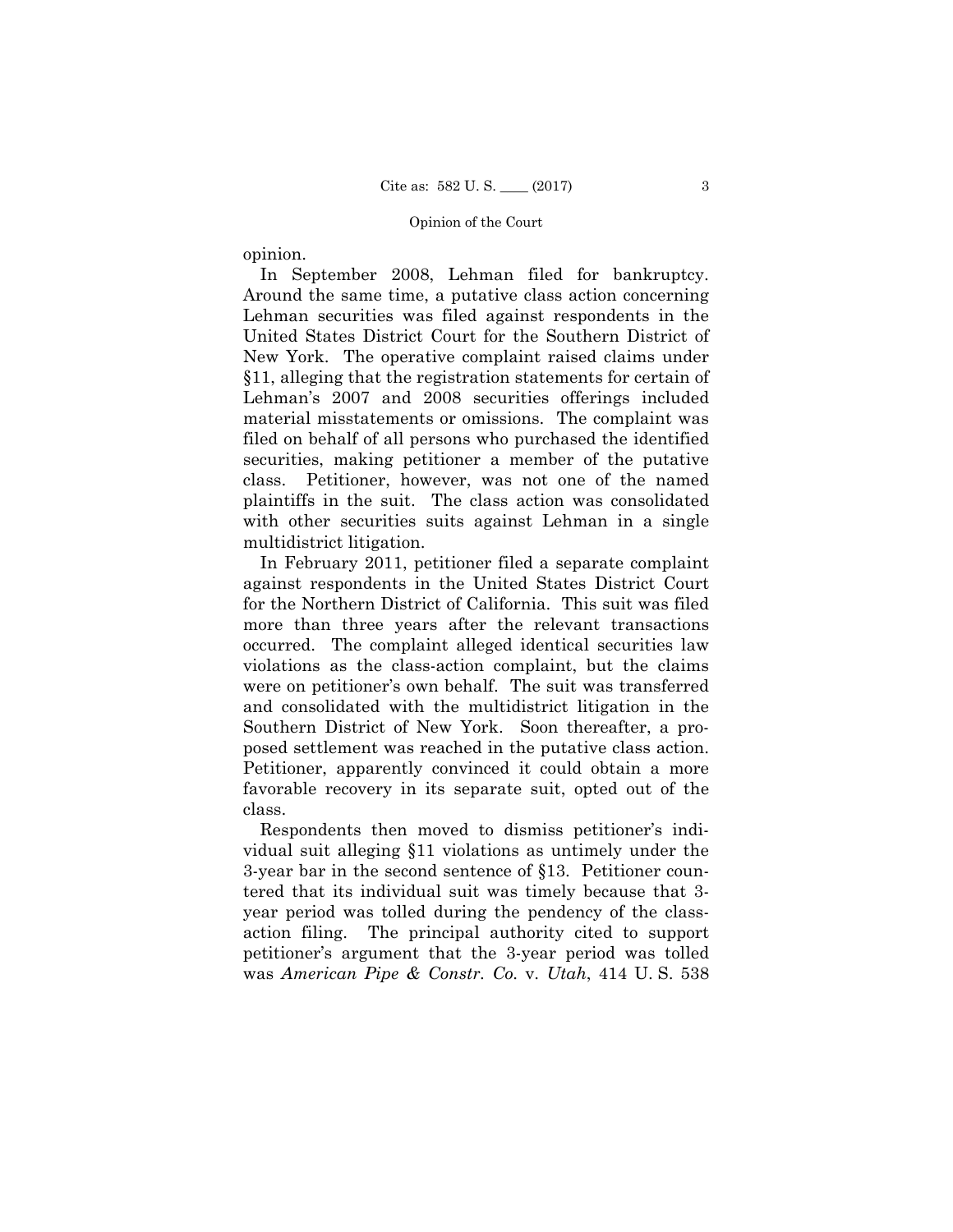opinion.

In September 2008, Lehman filed for bankruptcy. Around the same time, a putative class action concerning Lehman securities was filed against respondents in the United States District Court for the Southern District of New York. The operative complaint raised claims under §11, alleging that the registration statements for certain of Lehman's 2007 and 2008 securities offerings included material misstatements or omissions. The complaint was filed on behalf of all persons who purchased the identified securities, making petitioner a member of the putative class. Petitioner, however, was not one of the named plaintiffs in the suit. The class action was consolidated with other securities suits against Lehman in a single multidistrict litigation.

In February 2011, petitioner filed a separate complaint against respondents in the United States District Court for the Northern District of California. This suit was filed more than three years after the relevant transactions occurred. The complaint alleged identical securities law violations as the class-action complaint, but the claims were on petitioner's own behalf. The suit was transferred and consolidated with the multidistrict litigation in the Southern District of New York. Soon thereafter, a proposed settlement was reached in the putative class action. Petitioner, apparently convinced it could obtain a more favorable recovery in its separate suit, opted out of the class.

Respondents then moved to dismiss petitioner's individual suit alleging §11 violations as untimely under the 3-year bar in the second sentence of §13. Petitioner countered that its individual suit was timely because that 3-year period was tolled during the pendency of the class-action filing. The principal authority cited to support petitioner's argument that the 3-year period was tolled was *American Pipe & Constr. Co.* v. *Utah*, 414 U. S. 538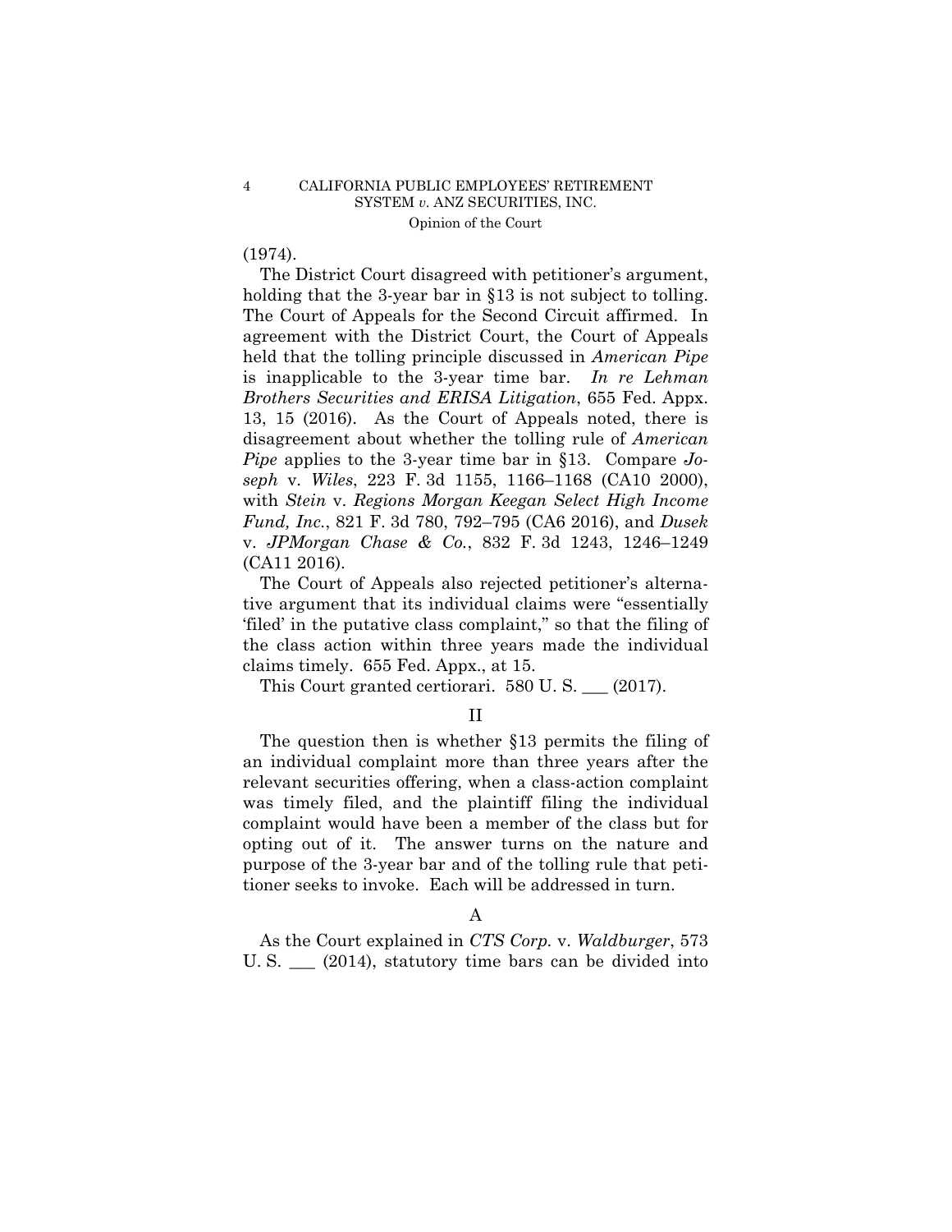(1974).

The District Court disagreed with petitioner's argument, holding that the 3-year bar in §13 is not subject to tolling. The Court of Appeals for the Second Circuit affirmed. In agreement with the District Court, the Court of Appeals held that the tolling principle discussed in *American Pipe* is inapplicable to the 3-year time bar. *In re Lehman Brothers Securities and ERISA Litigation*, 655 Fed. Appx. 13, 15 (2016). As the Court of Appeals noted, there is disagreement about whether the tolling rule of *American Pipe* applies to the 3-year time bar in §13. Compare *Joseph* v. *Wiles*, 223 F. 3d 1155, 1166–1168 (CA10 2000), with *Stein* v. *Regions Morgan Keegan Select High Income Fund, Inc.*, 821 F. 3d 780, 792–795 (CA6 2016), and *Dusek* v. *JPMorgan Chase & Co.*, 832 F. 3d 1243, 1246–1249 (CA11 2016).

The Court of Appeals also rejected petitioner's alternative argument that its individual claims were "essentially 'filed' in the putative class complaint," so that the filing of the class action within three years made the individual claims timely. 655 Fed. Appx., at 15.

This Court granted certiorari. 580 U. S. ___ (2017).

## II

The question then is whether §13 permits the filing of an individual complaint more than three years after the relevant securities offering, when a class-action complaint was timely filed, and the plaintiff filing the individual complaint would have been a member of the class but for opting out of it. The answer turns on the nature and purpose of the 3-year bar and of the tolling rule that petitioner seeks to invoke. Each will be addressed in turn.

### A

As the Court explained in *CTS Corp.* v. *Waldburger*, 573 U. S. ___ (2014), statutory time bars can be divided into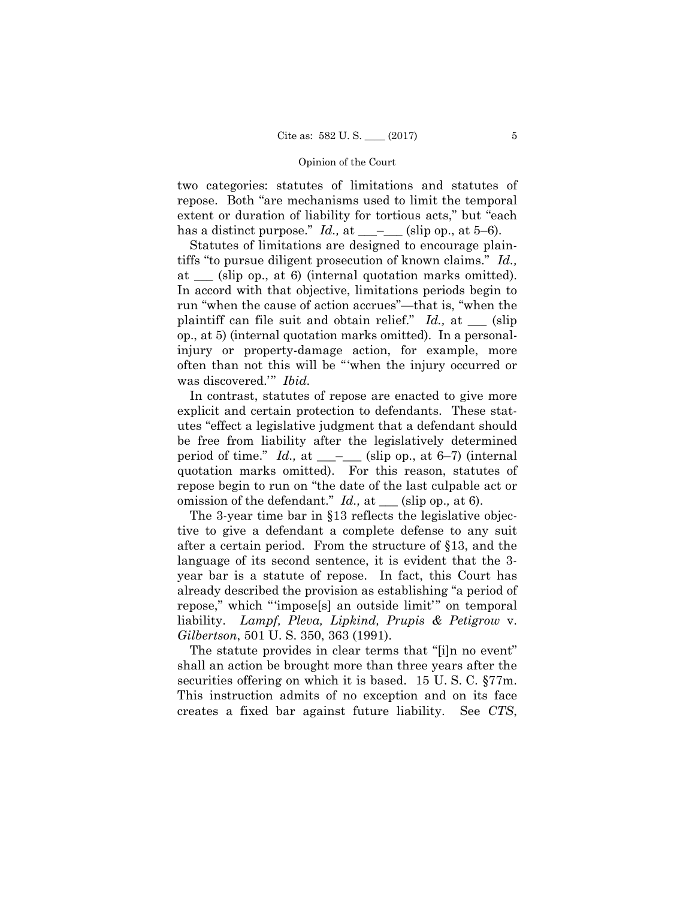two categories: statutes of limitations and statutes of repose. Both "are mechanisms used to limit the temporal extent or duration of liability for tortious acts," but "each has a distinct purpose." *Id.,* at ___–___ (slip op., at 5–6).

Statutes of limitations are designed to encourage plaintiffs "to pursue diligent prosecution of known claims." *Id.,* at ___ (slip op., at 6) (internal quotation marks omitted). In accord with that objective, limitations periods begin to run "when the cause of action accrues"—that is, "when the plaintiff can file suit and obtain relief." *Id.,* at ___ (slip op., at 5) (internal quotation marks omitted). In a personal-injury or property-damage action, for example, more often than not this will be "'when the injury occurred or was discovered.'" *Ibid.*

In contrast, statutes of repose are enacted to give more explicit and certain protection to defendants. These statutes "effect a legislative judgment that a defendant should be free from liability after the legislatively determined period of time." *Id.,* at ___–___ (slip op., at 6–7) (internal quotation marks omitted). For this reason, statutes of repose begin to run on "the date of the last culpable act or omission of the defendant." *Id.,* at ___ (slip op., at 6).

The 3-year time bar in §13 reflects the legislative objective to give a defendant a complete defense to any suit after a certain period. From the structure of §13, and the language of its second sentence, it is evident that the 3-year bar is a statute of repose. In fact, this Court has already described the provision as establishing "a period of repose," which "'impose[s] an outside limit'" on temporal liability. *Lampf, Pleva, Lipkind, Prupis & Petigrow* v. *Gilbertson*, 501 U. S. 350, 363 (1991).

The statute provides in clear terms that "[i]n no event" shall an action be brought more than three years after the securities offering on which it is based. 15 U. S. C. §77m. This instruction admits of no exception and on its face creates a fixed bar against future liability. See *CTS*,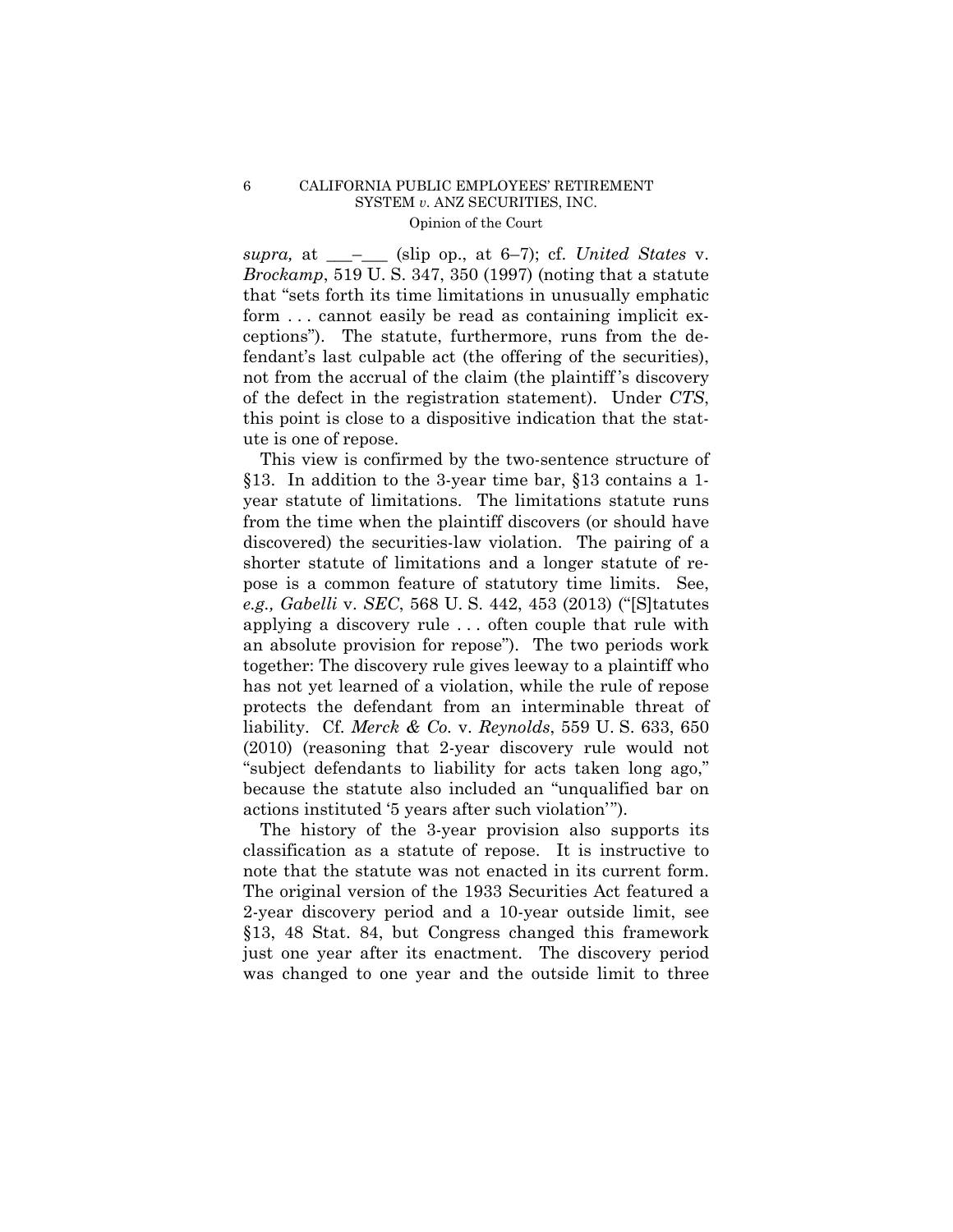*supra,* at \_\_\_–\_\_\_ (slip op., at 6–7); cf. *United States* v. *Brockamp*, 519 U. S. 347, 350 (1997) (noting that a statute that "sets forth its time limitations in unusually emphatic form . . . cannot easily be read as containing implicit exceptions"). The statute, furthermore, runs from the defendant's last culpable act (the offering of the securities), not from the accrual of the claim (the plaintiff's discovery of the defect in the registration statement). Under *CTS*, this point is close to a dispositive indication that the statute is one of repose.

This view is confirmed by the two-sentence structure of §13. In addition to the 3-year time bar, §13 contains a 1-year statute of limitations. The limitations statute runs from the time when the plaintiff discovers (or should have discovered) the securities-law violation. The pairing of a shorter statute of limitations and a longer statute of repose is a common feature of statutory time limits. See, *e.g., Gabelli* v. *SEC*, 568 U. S. 442, 453 (2013) ("[S]tatutes applying a discovery rule . . . often couple that rule with an absolute provision for repose"). The two periods work together: The discovery rule gives leeway to a plaintiff who has not yet learned of a violation, while the rule of repose protects the defendant from an interminable threat of liability. Cf. *Merck & Co.* v. *Reynolds*, 559 U. S. 633, 650 (2010) (reasoning that 2-year discovery rule would not "subject defendants to liability for acts taken long ago," because the statute also included an "unqualified bar on actions instituted '5 years after such violation'").

The history of the 3-year provision also supports its classification as a statute of repose. It is instructive to note that the statute was not enacted in its current form. The original version of the 1933 Securities Act featured a 2-year discovery period and a 10-year outside limit, see §13, 48 Stat. 84, but Congress changed this framework just one year after its enactment. The discovery period was changed to one year and the outside limit to three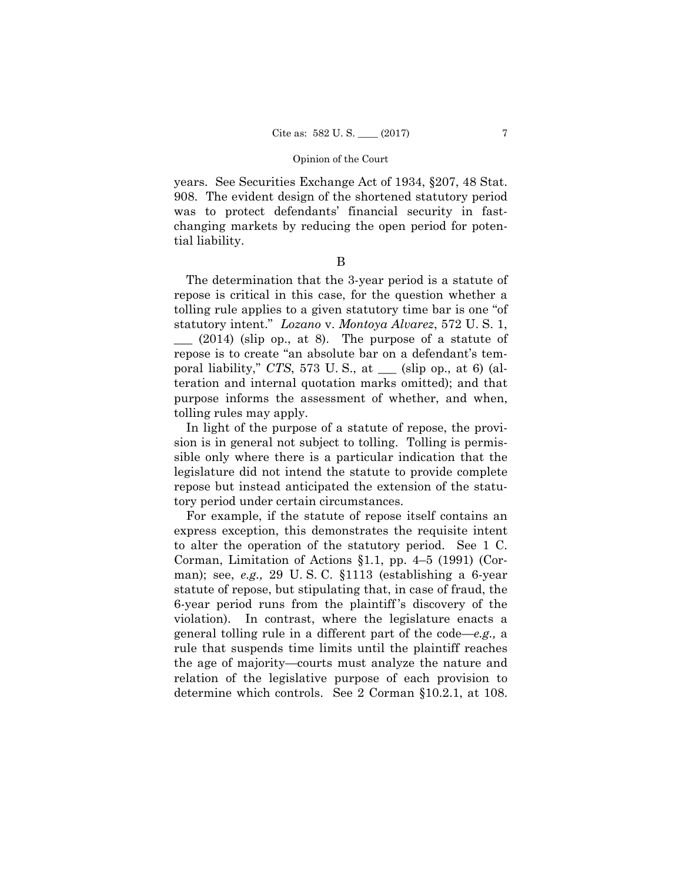years. See Securities Exchange Act of 1934, §207, 48 Stat. 908. The evident design of the shortened statutory period was to protect defendants' financial security in fast-changing markets by reducing the open period for potential liability.

B

The determination that the 3-year period is a statute of repose is critical in this case, for the question whether a tolling rule applies to a given statutory time bar is one "of statutory intent." *Lozano* v. *Montoya Alvarez*, 572 U. S. 1, ___ (2014) (slip op., at 8). The purpose of a statute of repose is to create "an absolute bar on a defendant's temporal liability," *CTS*, 573 U. S., at ___ (slip op., at 6) (alteration and internal quotation marks omitted); and that purpose informs the assessment of whether, and when, tolling rules may apply.

In light of the purpose of a statute of repose, the provision is in general not subject to tolling. Tolling is permissible only where there is a particular indication that the legislature did not intend the statute to provide complete repose but instead anticipated the extension of the statutory period under certain circumstances.

For example, if the statute of repose itself contains an express exception, this demonstrates the requisite intent to alter the operation of the statutory period. See 1 C. Corman, Limitation of Actions §1.1, pp. 4–5 (1991) (Corman); see, *e.g.,* 29 U. S. C. §1113 (establishing a 6-year statute of repose, but stipulating that, in case of fraud, the 6-year period runs from the plaintiff's discovery of the violation). In contrast, where the legislature enacts a general tolling rule in a different part of the code—*e.g.,* a rule that suspends time limits until the plaintiff reaches the age of majority—courts must analyze the nature and relation of the legislative purpose of each provision to determine which controls. See 2 Corman §10.2.1, at 108.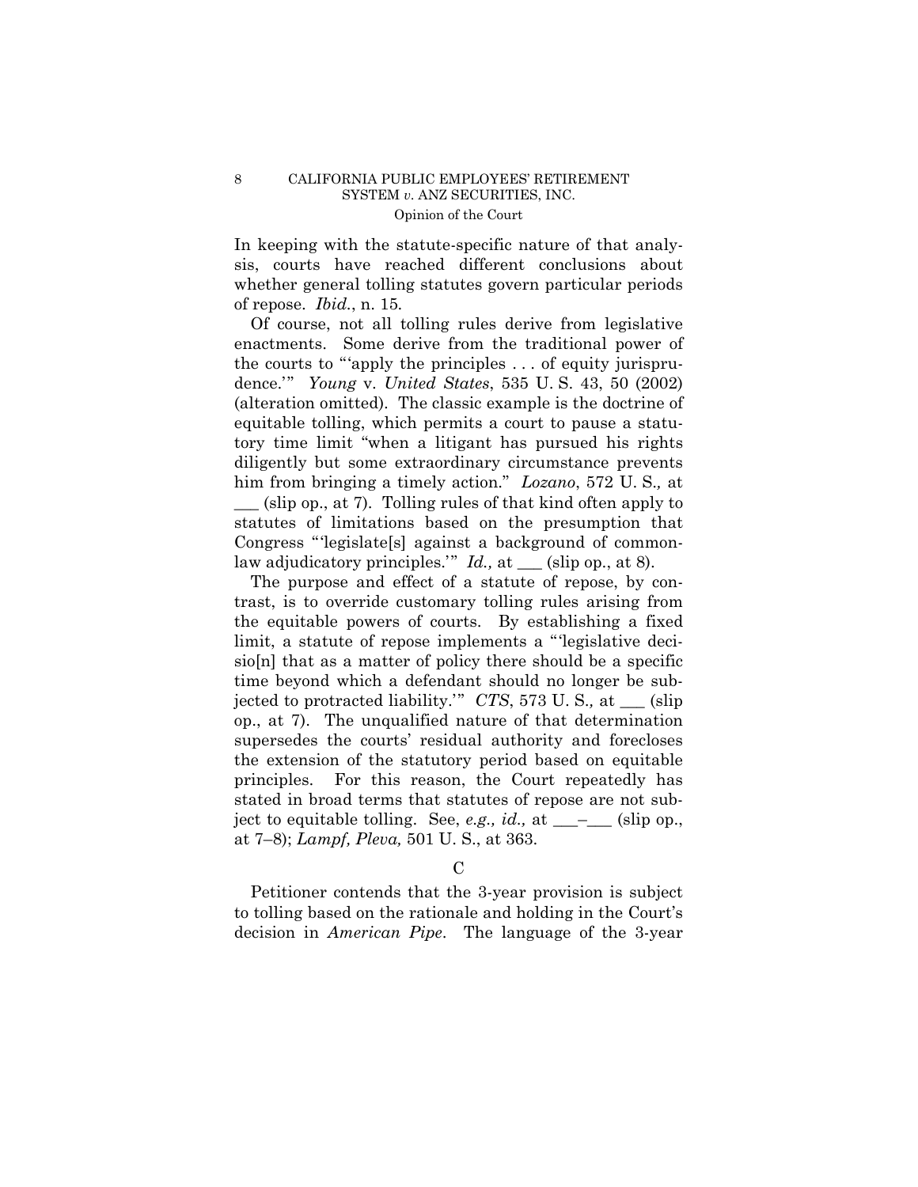In keeping with the statute-specific nature of that analysis, courts have reached different conclusions about whether general tolling statutes govern particular periods of repose. *Ibid.*, n. 15.

Of course, not all tolling rules derive from legislative enactments. Some derive from the traditional power of the courts to "'apply the principles . . . of equity jurisprudence.'" *Young* v. *United States*, 535 U. S. 43, 50 (2002) (alteration omitted). The classic example is the doctrine of equitable tolling, which permits a court to pause a statutory time limit "when a litigant has pursued his rights diligently but some extraordinary circumstance prevents him from bringing a timely action." *Lozano*, 572 U. S., at ___ (slip op., at 7). Tolling rules of that kind often apply to statutes of limitations based on the presumption that Congress "'legislate[s] against a background of common-law adjudicatory principles.'" *Id.,* at ___ (slip op., at 8).

The purpose and effect of a statute of repose, by contrast, is to override customary tolling rules arising from the equitable powers of courts. By establishing a fixed limit, a statute of repose implements a "'legislative decisio[n] that as a matter of policy there should be a specific time beyond which a defendant should no longer be subjected to protracted liability.'" *CTS*, 573 U. S., at ___ (slip op., at 7). The unqualified nature of that determination supersedes the courts' residual authority and forecloses the extension of the statutory period based on equitable principles. For this reason, the Court repeatedly has stated in broad terms that statutes of repose are not subject to equitable tolling. See, *e.g., id.,* at ___–___ (slip op., at 7–8); *Lampf, Pleva,* 501 U. S., at 363.

C

Petitioner contends that the 3-year provision is subject to tolling based on the rationale and holding in the Court's decision in *American Pipe*. The language of the 3-year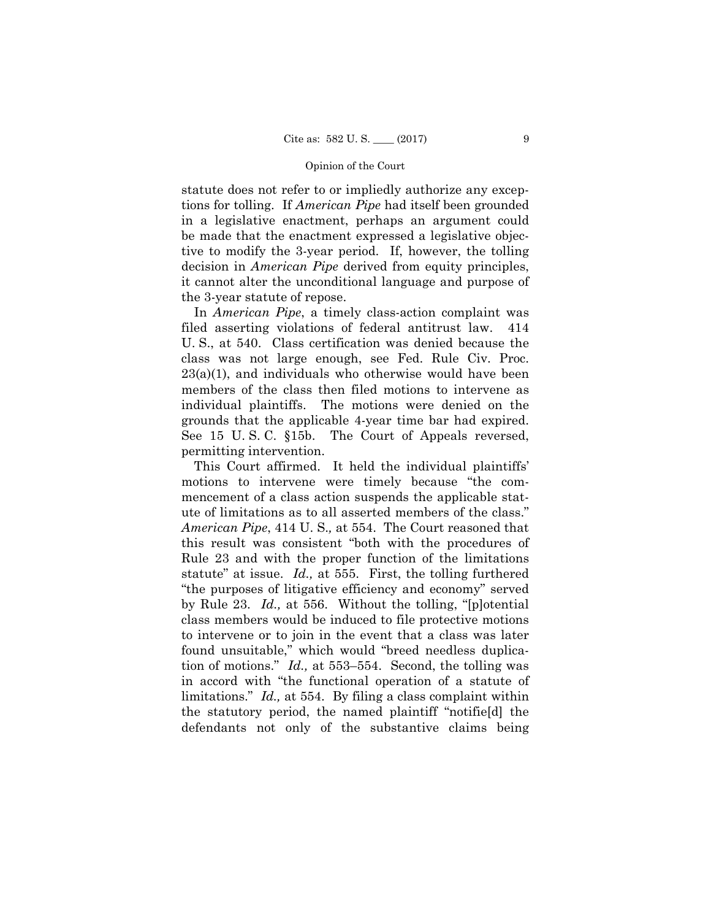statute does not refer to or impliedly authorize any exceptions for tolling. If *American Pipe* had itself been grounded in a legislative enactment, perhaps an argument could be made that the enactment expressed a legislative objective to modify the 3-year period. If, however, the tolling decision in *American Pipe* derived from equity principles, it cannot alter the unconditional language and purpose of the 3-year statute of repose.

In *American Pipe*, a timely class-action complaint was filed asserting violations of federal antitrust law. 414 U. S., at 540. Class certification was denied because the class was not large enough, see Fed. Rule Civ. Proc. 23(a)(1), and individuals who otherwise would have been members of the class then filed motions to intervene as individual plaintiffs. The motions were denied on the grounds that the applicable 4-year time bar had expired. See 15 U. S. C. §15b. The Court of Appeals reversed, permitting intervention.

This Court affirmed. It held the individual plaintiffs' motions to intervene were timely because "the commencement of a class action suspends the applicable statute of limitations as to all asserted members of the class." *American Pipe*, 414 U. S., at 554. The Court reasoned that this result was consistent "both with the procedures of Rule 23 and with the proper function of the limitations statute" at issue. *Id.,* at 555. First, the tolling furthered "the purposes of litigative efficiency and economy" served by Rule 23. *Id.,* at 556. Without the tolling, "[p]otential class members would be induced to file protective motions to intervene or to join in the event that a class was later found unsuitable," which would "breed needless duplication of motions." *Id.,* at 553–554. Second, the tolling was in accord with "the functional operation of a statute of limitations." *Id.,* at 554. By filing a class complaint within the statutory period, the named plaintiff "notifie[d] the defendants not only of the substantive claims being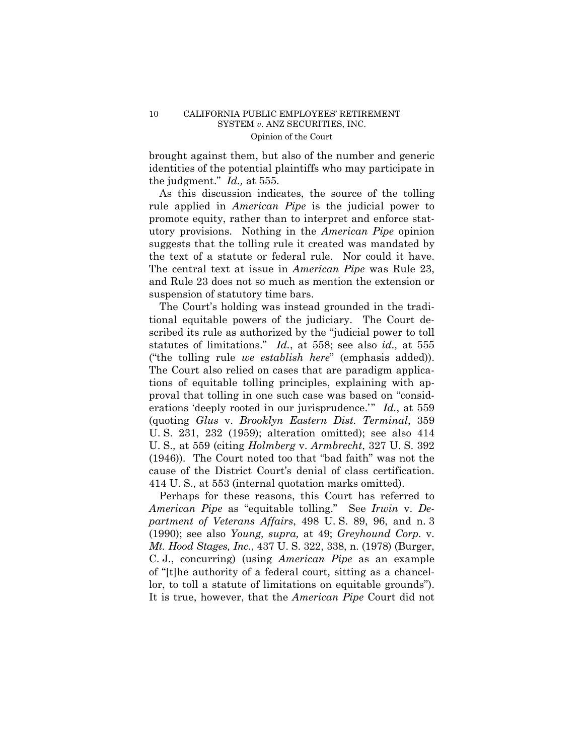brought against them, but also of the number and generic identities of the potential plaintiffs who may participate in the judgment." *Id.,* at 555.

As this discussion indicates, the source of the tolling rule applied in *American Pipe* is the judicial power to promote equity, rather than to interpret and enforce statutory provisions. Nothing in the *American Pipe* opinion suggests that the tolling rule it created was mandated by the text of a statute or federal rule. Nor could it have. The central text at issue in *American Pipe* was Rule 23, and Rule 23 does not so much as mention the extension or suspension of statutory time bars.

The Court's holding was instead grounded in the traditional equitable powers of the judiciary. The Court described its rule as authorized by the "judicial power to toll statutes of limitations." *Id.*, at 558; see also *id.,* at 555 ("the tolling rule *we establish here*" (emphasis added)). The Court also relied on cases that are paradigm applications of equitable tolling principles, explaining with approval that tolling in one such case was based on "considerations 'deeply rooted in our jurisprudence.'" *Id.*, at 559 (quoting *Glus* v. *Brooklyn Eastern Dist. Terminal*, 359 U. S. 231, 232 (1959); alteration omitted); see also 414 U. S.*,* at 559 (citing *Holmberg* v. *Armbrecht*, 327 U. S. 392 (1946)). The Court noted too that "bad faith" was not the cause of the District Court's denial of class certification. 414 U. S.*,* at 553 (internal quotation marks omitted).

Perhaps for these reasons, this Court has referred to *American Pipe* as "equitable tolling." See *Irwin* v. *Department of Veterans Affairs*, 498 U. S. 89, 96, and n. 3 (1990); see also *Young, supra,* at 49; *Greyhound Corp.* v. *Mt. Hood Stages, Inc.*, 437 U. S. 322, 338, n. (1978) (Burger, C. J., concurring) (using *American Pipe* as an example of "[t]he authority of a federal court, sitting as a chancellor, to toll a statute of limitations on equitable grounds"). It is true, however, that the *American Pipe* Court did not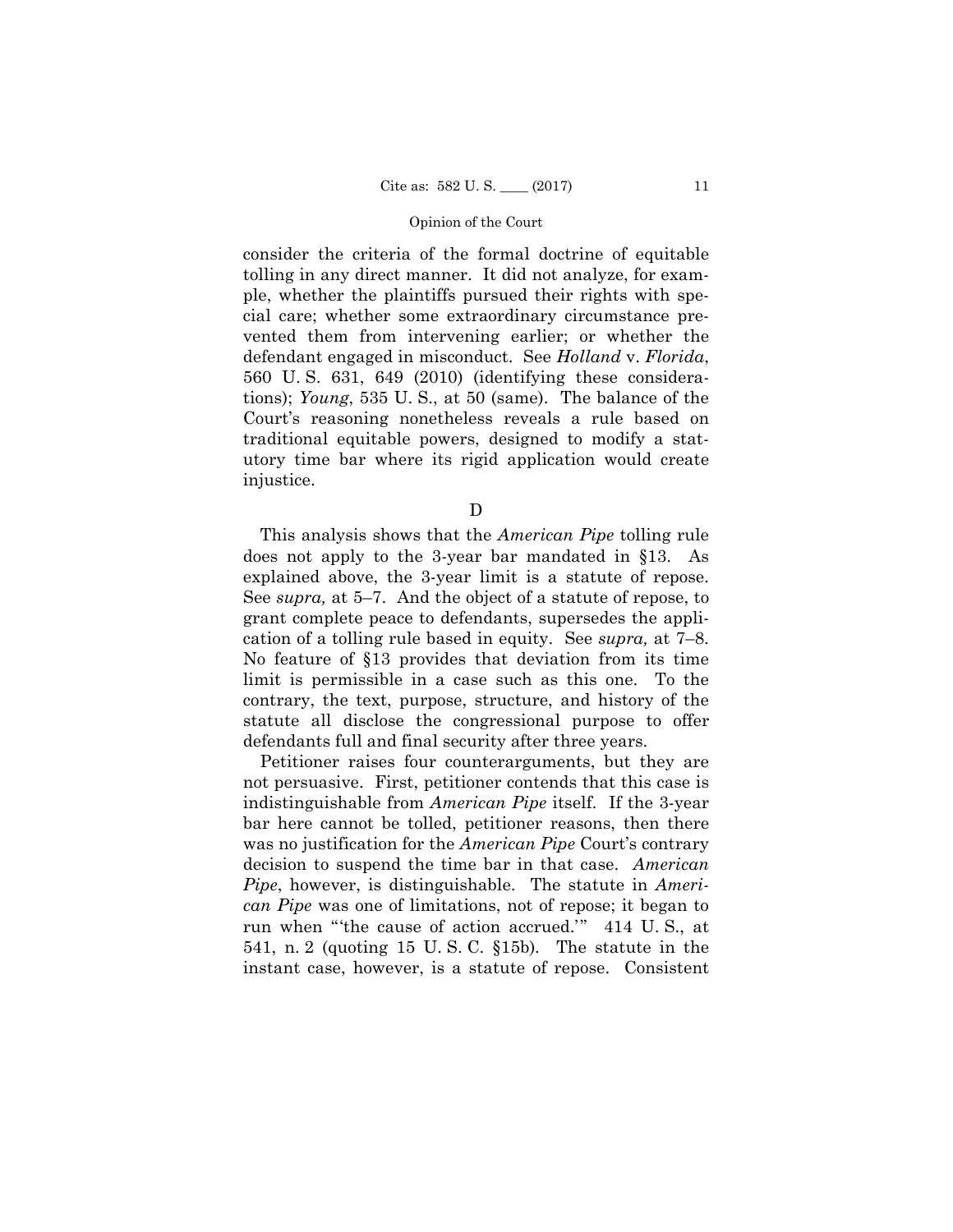consider the criteria of the formal doctrine of equitable tolling in any direct manner. It did not analyze, for example, whether the plaintiffs pursued their rights with special care; whether some extraordinary circumstance prevented them from intervening earlier; or whether the defendant engaged in misconduct. See *Holland* v. *Florida*, 560 U. S. 631, 649 (2010) (identifying these considerations); *Young*, 535 U. S., at 50 (same). The balance of the Court's reasoning nonetheless reveals a rule based on traditional equitable powers, designed to modify a statutory time bar where its rigid application would create injustice.

### D

This analysis shows that the *American Pipe* tolling rule does not apply to the 3-year bar mandated in §13. As explained above, the 3-year limit is a statute of repose. See *supra,* at 5–7. And the object of a statute of repose, to grant complete peace to defendants, supersedes the application of a tolling rule based in equity. See *supra,* at 7–8. No feature of §13 provides that deviation from its time limit is permissible in a case such as this one. To the contrary, the text, purpose, structure, and history of the statute all disclose the congressional purpose to offer defendants full and final security after three years.

Petitioner raises four counterarguments, but they are not persuasive. First, petitioner contends that this case is indistinguishable from *American Pipe* itself. If the 3-year bar here cannot be tolled, petitioner reasons, then there was no justification for the *American Pipe* Court's contrary decision to suspend the time bar in that case. *American Pipe*, however, is distinguishable. The statute in *American Pipe* was one of limitations, not of repose; it began to run when "'the cause of action accrued.'" 414 U. S., at 541, n. 2 (quoting 15 U. S. C. §15b). The statute in the instant case, however, is a statute of repose. Consistent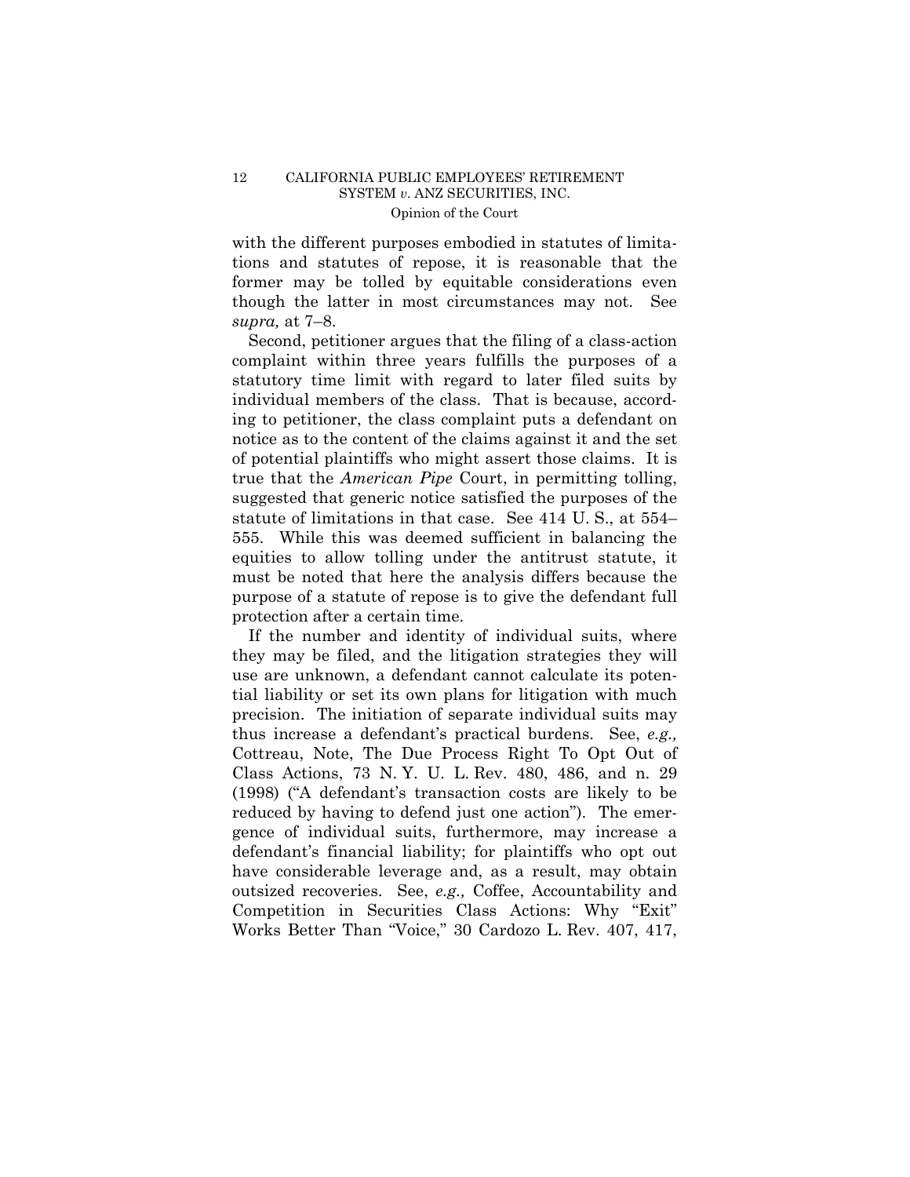with the different purposes embodied in statutes of limitations and statutes of repose, it is reasonable that the former may be tolled by equitable considerations even though the latter in most circumstances may not. See *supra,* at 7–8.

Second, petitioner argues that the filing of a class-action complaint within three years fulfills the purposes of a statutory time limit with regard to later filed suits by individual members of the class. That is because, according to petitioner, the class complaint puts a defendant on notice as to the content of the claims against it and the set of potential plaintiffs who might assert those claims. It is true that the *American Pipe* Court, in permitting tolling, suggested that generic notice satisfied the purposes of the statute of limitations in that case. See 414 U. S., at 554–555. While this was deemed sufficient in balancing the equities to allow tolling under the antitrust statute, it must be noted that here the analysis differs because the purpose of a statute of repose is to give the defendant full protection after a certain time.

If the number and identity of individual suits, where they may be filed, and the litigation strategies they will use are unknown, a defendant cannot calculate its potential liability or set its own plans for litigation with much precision. The initiation of separate individual suits may thus increase a defendant's practical burdens. See, *e.g.,* Cottreau, Note, The Due Process Right To Opt Out of Class Actions, 73 N. Y. U. L. Rev. 480, 486, and n. 29 (1998) ("A defendant's transaction costs are likely to be reduced by having to defend just one action"). The emergence of individual suits, furthermore, may increase a defendant's financial liability; for plaintiffs who opt out have considerable leverage and, as a result, may obtain outsized recoveries. See, *e.g.,* Coffee, Accountability and Competition in Securities Class Actions: Why "Exit" Works Better Than "Voice," 30 Cardozo L. Rev. 407, 417,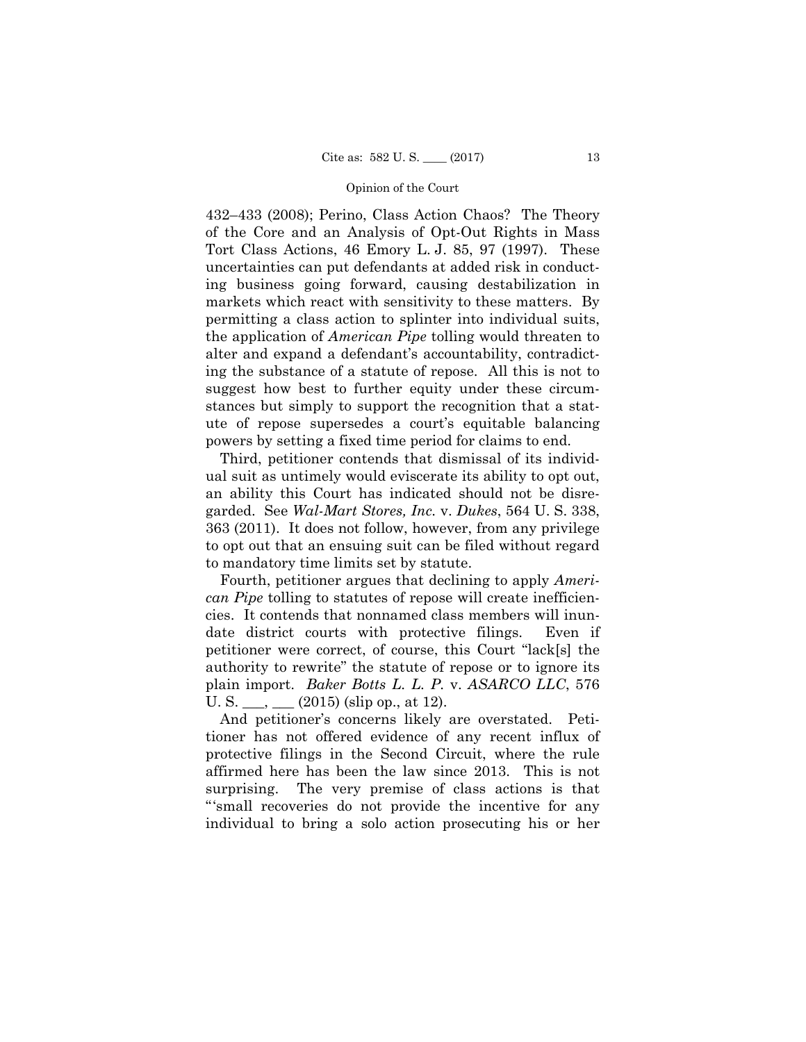432–433 (2008); Perino, Class Action Chaos? The Theory of the Core and an Analysis of Opt-Out Rights in Mass Tort Class Actions, 46 Emory L. J. 85, 97 (1997). These uncertainties can put defendants at added risk in conducting business going forward, causing destabilization in markets which react with sensitivity to these matters. By permitting a class action to splinter into individual suits, the application of *American Pipe* tolling would threaten to alter and expand a defendant's accountability, contradicting the substance of a statute of repose. All this is not to suggest how best to further equity under these circumstances but simply to support the recognition that a statute of repose supersedes a court's equitable balancing powers by setting a fixed time period for claims to end.

Third, petitioner contends that dismissal of its individual suit as untimely would eviscerate its ability to opt out, an ability this Court has indicated should not be disregarded. See *Wal-Mart Stores, Inc.* v. *Dukes*, 564 U. S. 338, 363 (2011). It does not follow, however, from any privilege to opt out that an ensuing suit can be filed without regard to mandatory time limits set by statute.

Fourth, petitioner argues that declining to apply *American Pipe* tolling to statutes of repose will create inefficiencies. It contends that nonnamed class members will inundate district courts with protective filings. Even if petitioner were correct, of course, this Court "lack[s] the authority to rewrite" the statute of repose or to ignore its plain import. *Baker Botts L. L. P.* v. *ASARCO LLC*, 576 U. S. ___, ___ (2015) (slip op., at 12).

And petitioner's concerns likely are overstated. Petitioner has not offered evidence of any recent influx of protective filings in the Second Circuit, where the rule affirmed here has been the law since 2013. This is not surprising. The very premise of class actions is that "'small recoveries do not provide the incentive for any individual to bring a solo action prosecuting his or her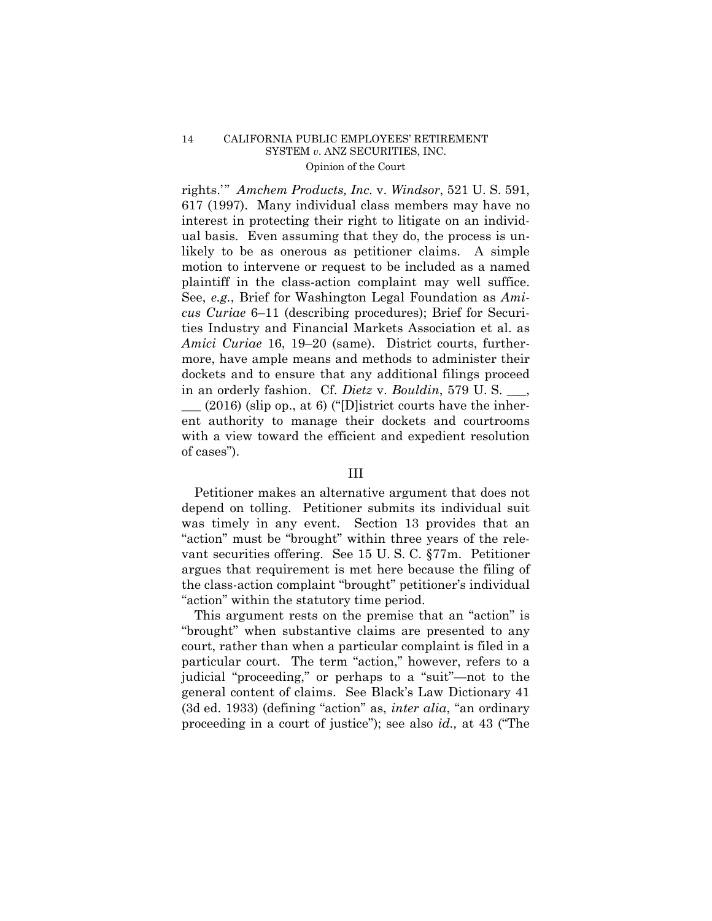rights.'" *Amchem Products, Inc.* v. *Windsor*, 521 U. S. 591, 617 (1997). Many individual class members may have no interest in protecting their right to litigate on an individual basis. Even assuming that they do, the process is unlikely to be as onerous as petitioner claims. A simple motion to intervene or request to be included as a named plaintiff in the class-action complaint may well suffice. See, *e.g.*, Brief for Washington Legal Foundation as *Amicus Curiae* 6–11 (describing procedures); Brief for Securities Industry and Financial Markets Association et al. as *Amici Curiae* 16, 19–20 (same). District courts, furthermore, have ample means and methods to administer their dockets and to ensure that any additional filings proceed in an orderly fashion. Cf. *Dietz* v. *Bouldin*, 579 U. S. ___, ___ (2016) (slip op., at 6) ("[D]istrict courts have the inherent authority to manage their dockets and courtrooms with a view toward the efficient and expedient resolution of cases").

## III

Petitioner makes an alternative argument that does not depend on tolling. Petitioner submits its individual suit was timely in any event. Section 13 provides that an "action" must be "brought" within three years of the relevant securities offering. See 15 U. S. C. §77m. Petitioner argues that requirement is met here because the filing of the class-action complaint "brought" petitioner's individual "action" within the statutory time period.

This argument rests on the premise that an "action" is "brought" when substantive claims are presented to any court, rather than when a particular complaint is filed in a particular court. The term "action," however, refers to a judicial "proceeding," or perhaps to a "suit"—not to the general content of claims. See Black's Law Dictionary 41 (3d ed. 1933) (defining "action" as, *inter alia*, "an ordinary proceeding in a court of justice"); see also *id.,* at 43 ("The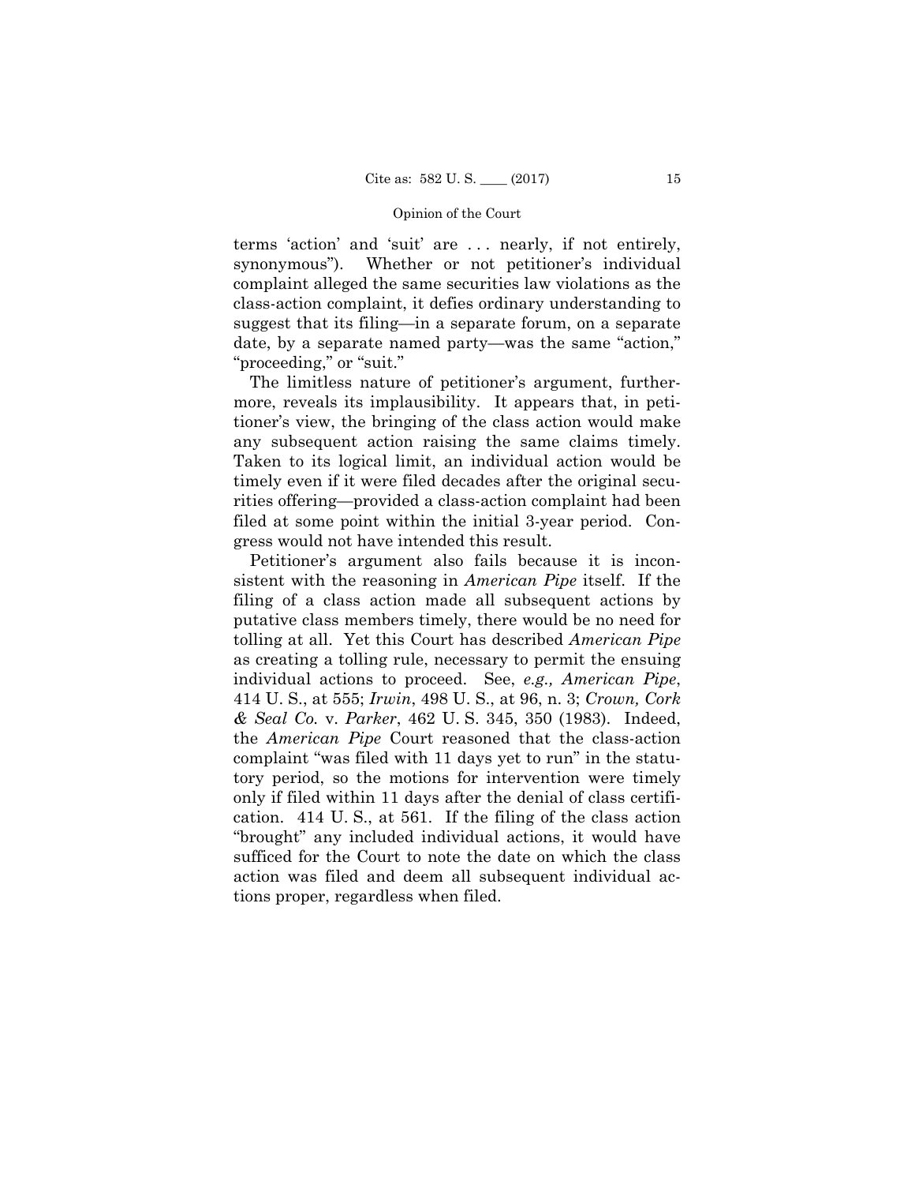terms 'action' and 'suit' are . . . nearly, if not entirely, synonymous"). Whether or not petitioner's individual complaint alleged the same securities law violations as the class-action complaint, it defies ordinary understanding to suggest that its filing—in a separate forum, on a separate date, by a separate named party—was the same "action," "proceeding," or "suit."

The limitless nature of petitioner's argument, furthermore, reveals its implausibility. It appears that, in petitioner's view, the bringing of the class action would make any subsequent action raising the same claims timely. Taken to its logical limit, an individual action would be timely even if it were filed decades after the original securities offering—provided a class-action complaint had been filed at some point within the initial 3-year period. Congress would not have intended this result.

Petitioner's argument also fails because it is inconsistent with the reasoning in *American Pipe* itself. If the filing of a class action made all subsequent actions by putative class members timely, there would be no need for tolling at all. Yet this Court has described *American Pipe* as creating a tolling rule, necessary to permit the ensuing individual actions to proceed. See, *e.g., American Pipe*, 414 U. S., at 555; *Irwin*, 498 U. S., at 96, n. 3; *Crown, Cork & Seal Co.* v. *Parker*, 462 U. S. 345, 350 (1983). Indeed, the *American Pipe* Court reasoned that the class-action complaint "was filed with 11 days yet to run" in the statutory period, so the motions for intervention were timely only if filed within 11 days after the denial of class certification. 414 U. S., at 561. If the filing of the class action "brought" any included individual actions, it would have sufficed for the Court to note the date on which the class action was filed and deem all subsequent individual actions proper, regardless when filed.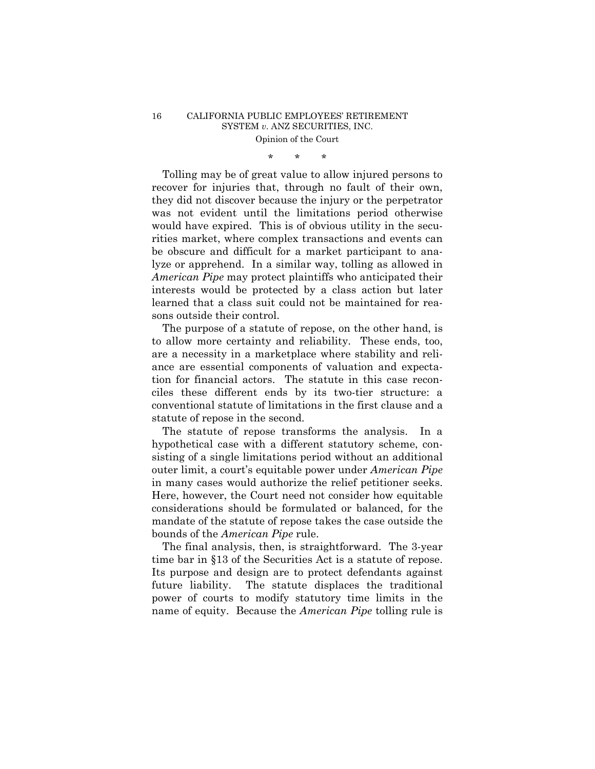\* \* \*

Tolling may be of great value to allow injured persons to recover for injuries that, through no fault of their own, they did not discover because the injury or the perpetrator was not evident until the limitations period otherwise would have expired. This is of obvious utility in the securities market, where complex transactions and events can be obscure and difficult for a market participant to analyze or apprehend. In a similar way, tolling as allowed in *American Pipe* may protect plaintiffs who anticipated their interests would be protected by a class action but later learned that a class suit could not be maintained for reasons outside their control.

The purpose of a statute of repose, on the other hand, is to allow more certainty and reliability. These ends, too, are a necessity in a marketplace where stability and reliance are essential components of valuation and expectation for financial actors. The statute in this case reconciles these different ends by its two-tier structure: a conventional statute of limitations in the first clause and a statute of repose in the second.

The statute of repose transforms the analysis. In a hypothetical case with a different statutory scheme, consisting of a single limitations period without an additional outer limit, a court's equitable power under *American Pipe* in many cases would authorize the relief petitioner seeks. Here, however, the Court need not consider how equitable considerations should be formulated or balanced, for the mandate of the statute of repose takes the case outside the bounds of the *American Pipe* rule.

The final analysis, then, is straightforward. The 3-year time bar in §13 of the Securities Act is a statute of repose. Its purpose and design are to protect defendants against future liability. The statute displaces the traditional power of courts to modify statutory time limits in the name of equity. Because the *American Pipe* tolling rule is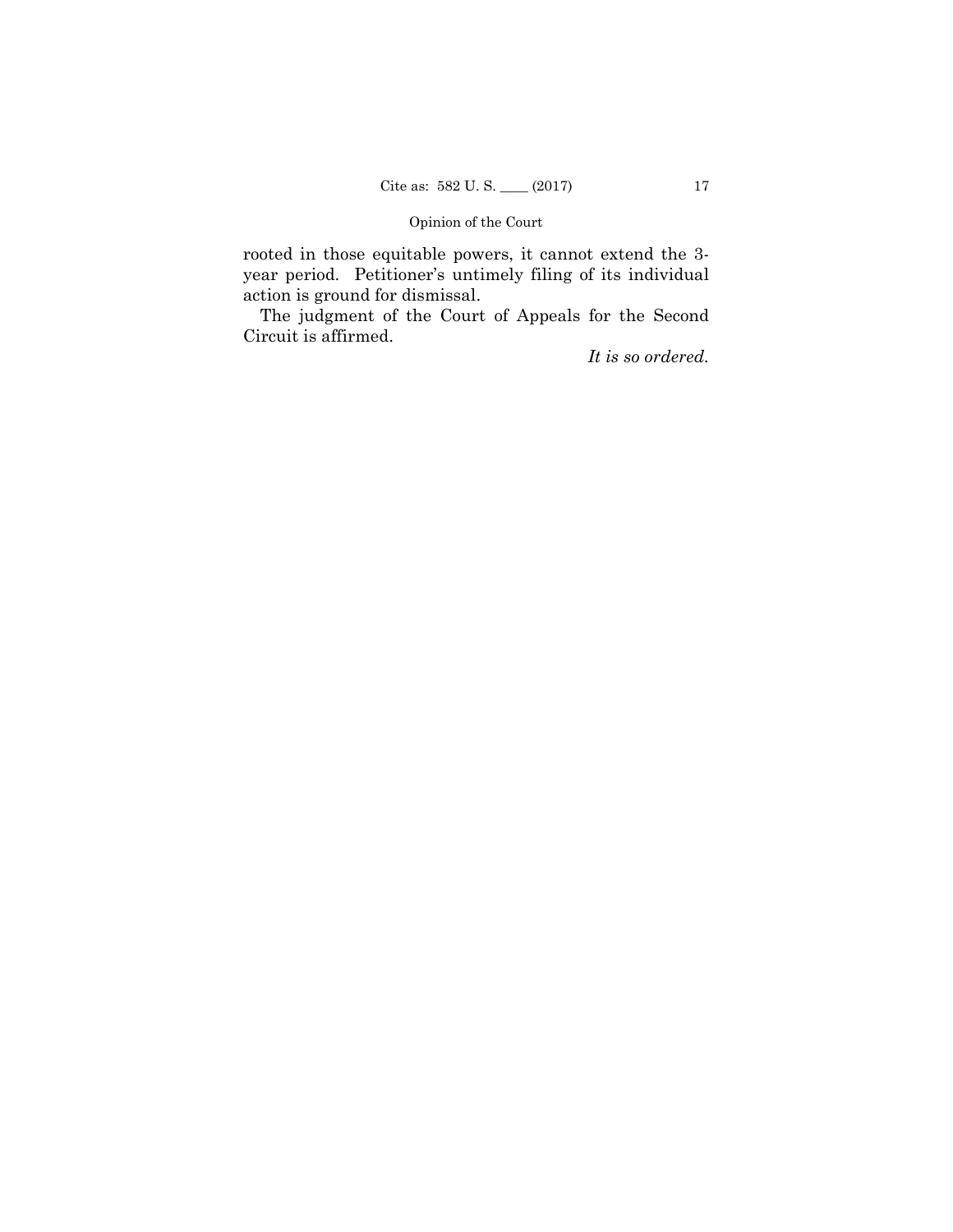rooted in those equitable powers, it cannot extend the 3-year period. Petitioner's untimely filing of its individual action is ground for dismissal.

The judgment of the Court of Appeals for the Second Circuit is affirmed.

*It is so ordered.*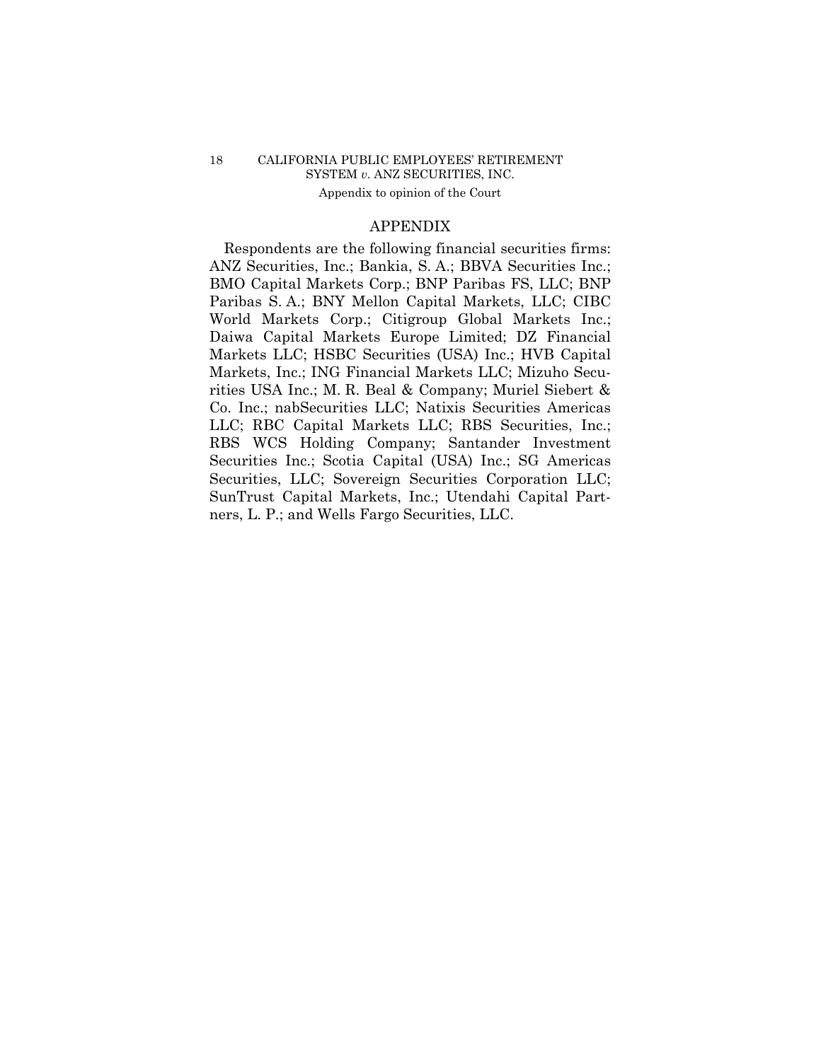## APPENDIX

Respondents are the following financial securities firms: ANZ Securities, Inc.; Bankia, S. A.; BBVA Securities Inc.; BMO Capital Markets Corp.; BNP Paribas FS, LLC; BNP Paribas S. A.; BNY Mellon Capital Markets, LLC; CIBC World Markets Corp.; Citigroup Global Markets Inc.; Daiwa Capital Markets Europe Limited; DZ Financial Markets LLC; HSBC Securities (USA) Inc.; HVB Capital Markets, Inc.; ING Financial Markets LLC; Mizuho Securities USA Inc.; M. R. Beal & Company; Muriel Siebert & Co. Inc.; nabSecurities LLC; Natixis Securities Americas LLC; RBC Capital Markets LLC; RBS Securities, Inc.; RBS WCS Holding Company; Santander Investment Securities Inc.; Scotia Capital (USA) Inc.; SG Americas Securities, LLC; Sovereign Securities Corporation LLC; SunTrust Capital Markets, Inc.; Utendahi Capital Partners, L. P.; and Wells Fargo Securities, LLC.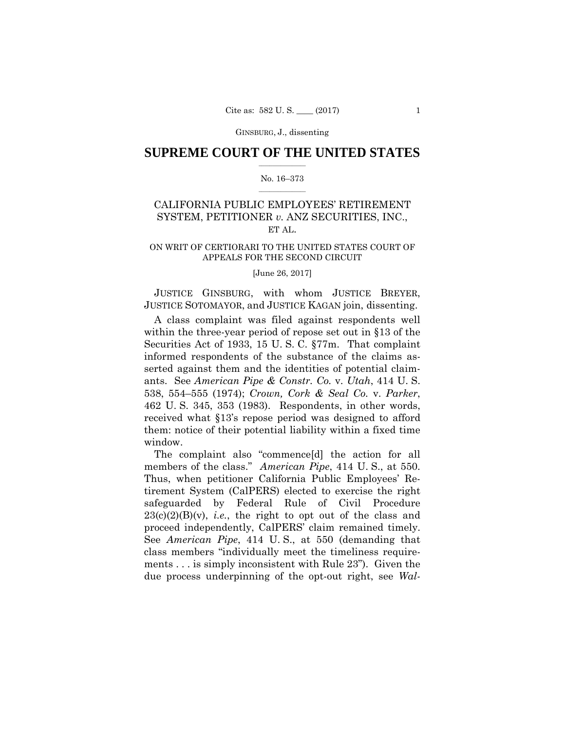# SUPREME COURT OF THE UNITED STATES

No. 16–373

CALIFORNIA PUBLIC EMPLOYEES' RETIREMENT SYSTEM, PETITIONER *v.* ANZ SECURITIES, INC., ET AL.

ON WRIT OF CERTIORARI TO THE UNITED STATES COURT OF APPEALS FOR THE SECOND CIRCUIT

[June 26, 2017]

JUSTICE GINSBURG, with whom JUSTICE BREYER, JUSTICE SOTOMAYOR, and JUSTICE KAGAN join, dissenting.

A class complaint was filed against respondents well within the three-year period of repose set out in §13 of the Securities Act of 1933, 15 U. S. C. §77m. That complaint informed respondents of the substance of the claims asserted against them and the identities of potential claimants. See *American Pipe & Constr. Co.* v. *Utah*, 414 U. S. 538, 554–555 (1974); *Crown, Cork & Seal Co.* v. *Parker*, 462 U. S. 345, 353 (1983). Respondents, in other words, received what §13's repose period was designed to afford them: notice of their potential liability within a fixed time window.

The complaint also "commence[d] the action for all members of the class." *American Pipe*, 414 U. S., at 550. Thus, when petitioner California Public Employees' Retirement System (CalPERS) elected to exercise the right safeguarded by Federal Rule of Civil Procedure 23(c)(2)(B)(v), *i.e.*, the right to opt out of the class and proceed independently, CalPERS' claim remained timely. See *American Pipe*, 414 U. S., at 550 (demanding that class members "individually meet the timeliness requirements . . . is simply inconsistent with Rule 23"). Given the due process underpinning of the opt-out right, see *Wal-*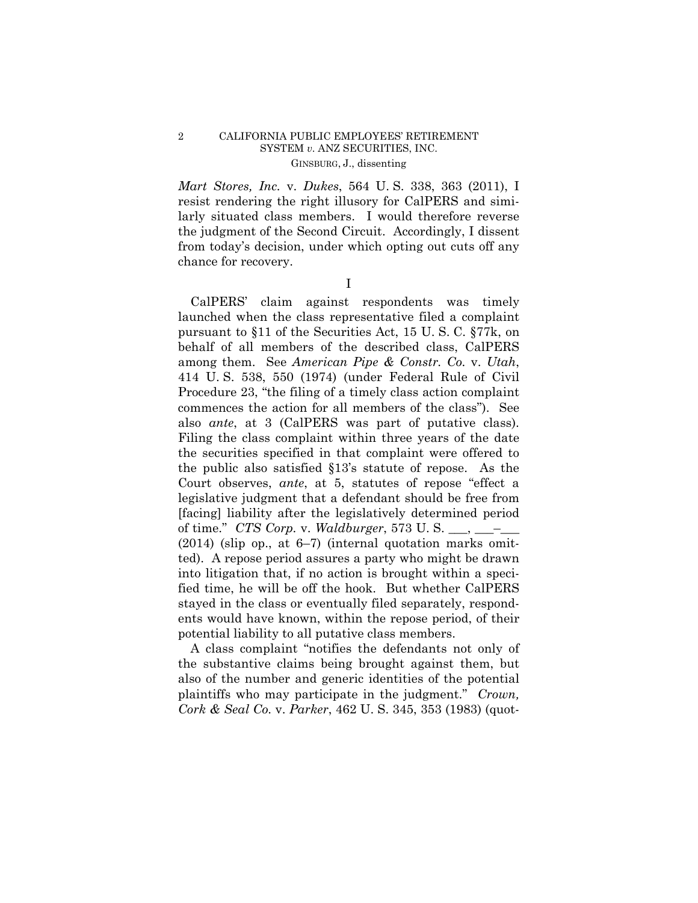*Mart Stores, Inc.* v. *Dukes*, 564 U. S. 338, 363 (2011), I resist rendering the right illusory for CalPERS and similarly situated class members. I would therefore reverse the judgment of the Second Circuit. Accordingly, I dissent from today's decision, under which opting out cuts off any chance for recovery.

## I

CalPERS' claim against respondents was timely launched when the class representative filed a complaint pursuant to §11 of the Securities Act, 15 U. S. C. §77k, on behalf of all members of the described class, CalPERS among them. See *American Pipe & Constr. Co.* v. *Utah*, 414 U. S. 538, 550 (1974) (under Federal Rule of Civil Procedure 23, "the filing of a timely class action complaint commences the action for all members of the class"). See also *ante*, at 3 (CalPERS was part of putative class). Filing the class complaint within three years of the date the securities specified in that complaint were offered to the public also satisfied §13's statute of repose. As the Court observes, *ante*, at 5, statutes of repose "effect a legislative judgment that a defendant should be free from [facing] liability after the legislatively determined period of time." *CTS Corp.* v. *Waldburger*, 573 U. S. \_\_\_, \_\_\_–\_\_\_ (2014) (slip op., at 6–7) (internal quotation marks omitted). A repose period assures a party who might be drawn into litigation that, if no action is brought within a specified time, he will be off the hook. But whether CalPERS stayed in the class or eventually filed separately, respondents would have known, within the repose period, of their potential liability to all putative class members.

A class complaint "notifies the defendants not only of the substantive claims being brought against them, but also of the number and generic identities of the potential plaintiffs who may participate in the judgment." *Crown, Cork & Seal Co.* v. *Parker*, 462 U. S. 345, 353 (1983) (quot-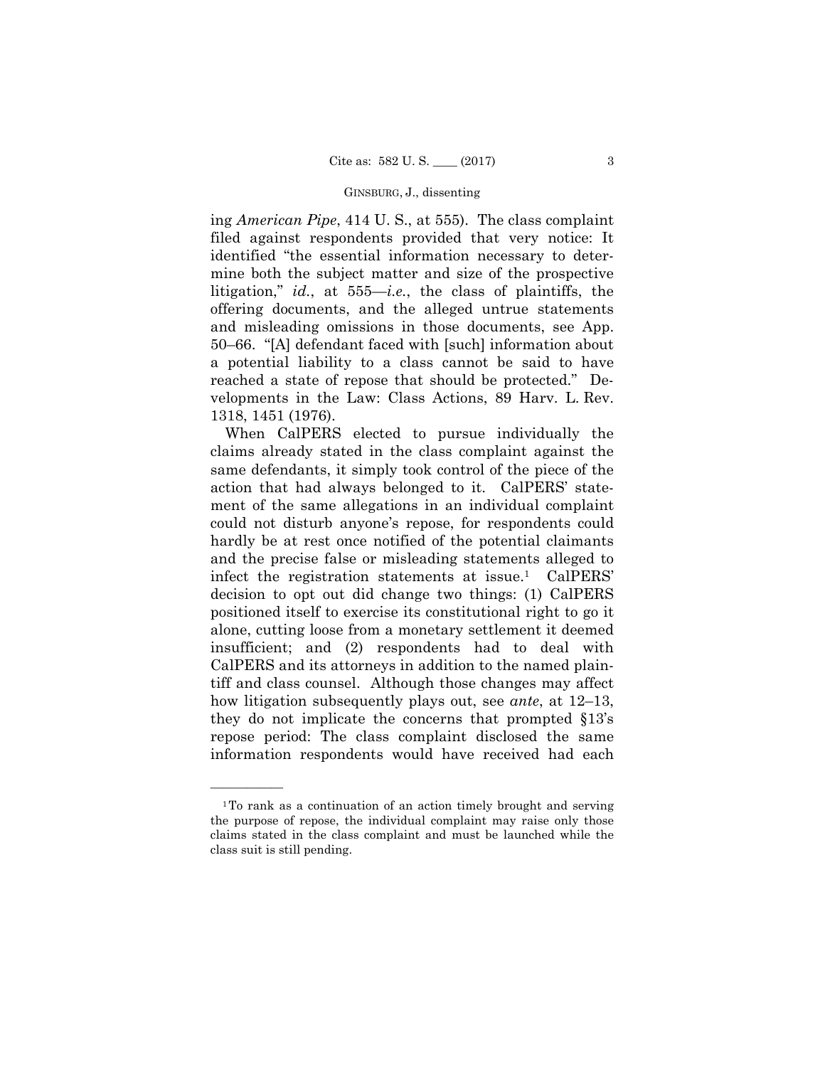ing *American Pipe*, 414 U. S., at 555). The class complaint filed against respondents provided that very notice: It identified "the essential information necessary to determine both the subject matter and size of the prospective litigation," *id.*, at 555—*i.e.*, the class of plaintiffs, the offering documents, and the alleged untrue statements and misleading omissions in those documents, see App. 50–66. "[A] defendant faced with [such] information about a potential liability to a class cannot be said to have reached a state of repose that should be protected." Developments in the Law: Class Actions, 89 Harv. L. Rev. 1318, 1451 (1976).

When CalPERS elected to pursue individually the claims already stated in the class complaint against the same defendants, it simply took control of the piece of the action that had always belonged to it. CalPERS' statement of the same allegations in an individual complaint could not disturb anyone's repose, for respondents could hardly be at rest once notified of the potential claimants and the precise false or misleading statements alleged to infect the registration statements at issue.[1] CalPERS' decision to opt out did change two things: (1) CalPERS positioned itself to exercise its constitutional right to go it alone, cutting loose from a monetary settlement it deemed insufficient; and (2) respondents had to deal with CalPERS and its attorneys in addition to the named plaintiff and class counsel. Although those changes may affect how litigation subsequently plays out, see *ante*, at 12–13, they do not implicate the concerns that prompted §13's repose period: The class complaint disclosed the same information respondents would have received had each

---

[1] To rank as a continuation of an action timely brought and serving the purpose of repose, the individual complaint may raise only those claims stated in the class complaint and must be launched while the class suit is still pending.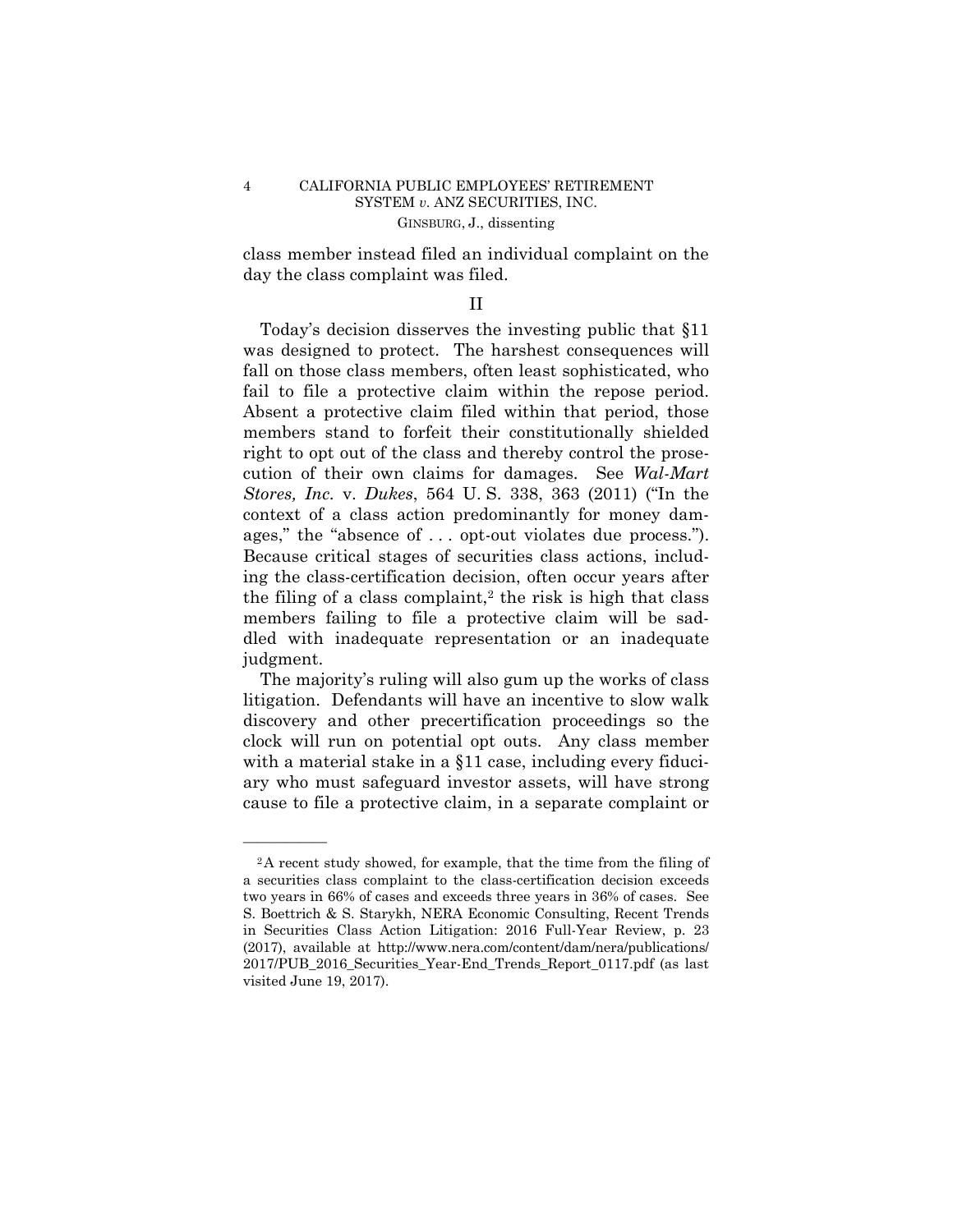class member instead filed an individual complaint on the day the class complaint was filed.

## II

Today's decision disserves the investing public that §11 was designed to protect. The harshest consequences will fall on those class members, often least sophisticated, who fail to file a protective claim within the repose period. Absent a protective claim filed within that period, those members stand to forfeit their constitutionally shielded right to opt out of the class and thereby control the prosecution of their own claims for damages. See *Wal-Mart Stores, Inc.* v. *Dukes*, 564 U. S. 338, 363 (2011) ("In the context of a class action predominantly for money damages," the "absence of . . . opt-out violates due process."). Because critical stages of securities class actions, including the class-certification decision, often occur years after the filing of a class complaint,[2] the risk is high that class members failing to file a protective claim will be saddled with inadequate representation or an inadequate judgment.

The majority's ruling will also gum up the works of class litigation. Defendants will have an incentive to slow walk discovery and other precertification proceedings so the clock will run on potential opt outs. Any class member with a material stake in a §11 case, including every fiduciary who must safeguard investor assets, will have strong cause to file a protective claim, in a separate complaint or

---

[2] A recent study showed, for example, that the time from the filing of a securities class complaint to the class-certification decision exceeds two years in 66% of cases and exceeds three years in 36% of cases. See S. Boettrich & S. Starykh, NERA Economic Consulting, Recent Trends in Securities Class Action Litigation: 2016 Full-Year Review, p. 23 (2017), available at http://www.nera.com/content/dam/nera/publications/2017/PUB_2016_Securities_Year-End_Trends_Report_0117.pdf (as last visited June 19, 2017).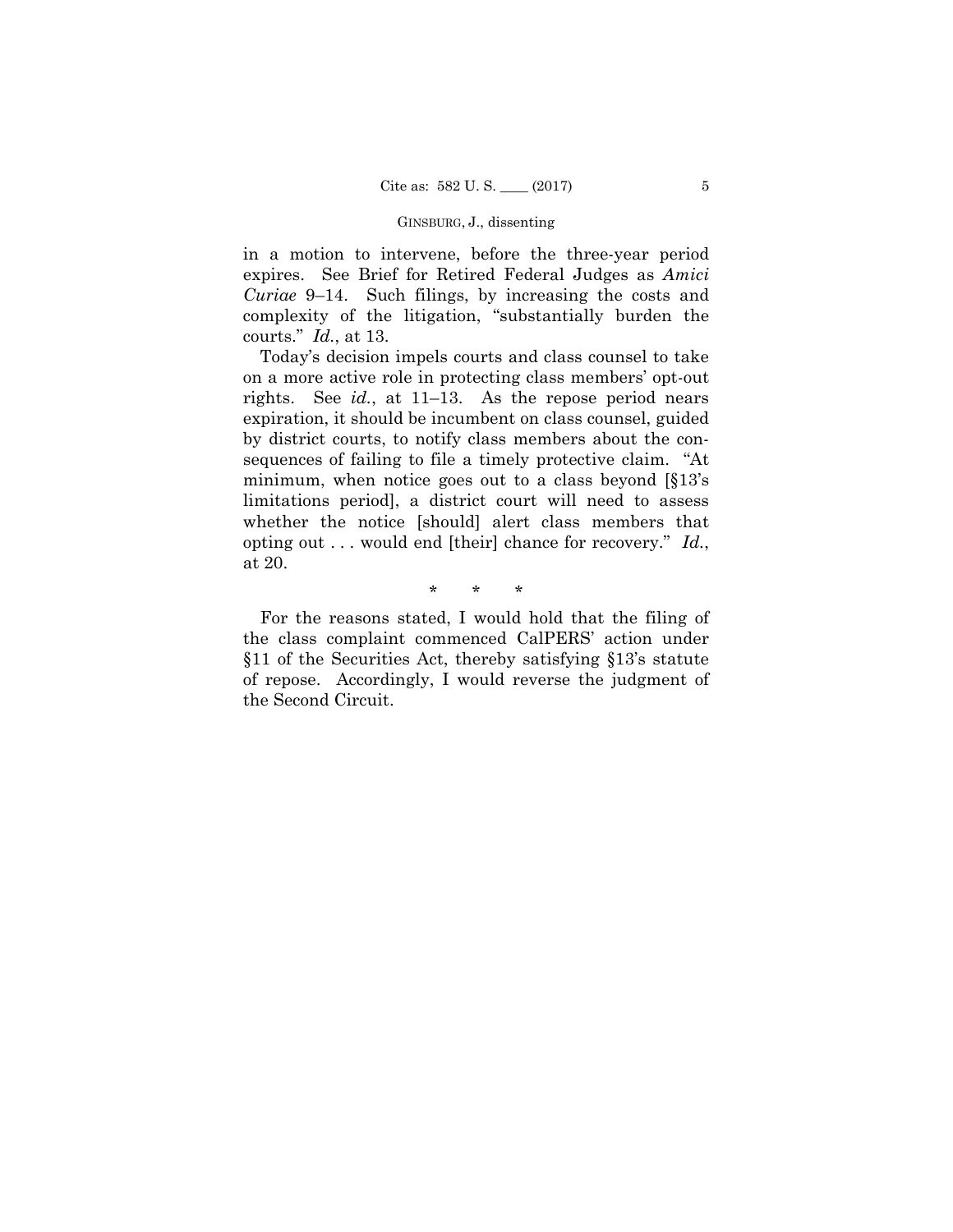in a motion to intervene, before the three-year period expires. See Brief for Retired Federal Judges as *Amici Curiae* 9–14. Such filings, by increasing the costs and complexity of the litigation, "substantially burden the courts." *Id.*, at 13.

Today's decision impels courts and class counsel to take on a more active role in protecting class members' opt-out rights. See *id.*, at 11–13. As the repose period nears expiration, it should be incumbent on class counsel, guided by district courts, to notify class members about the consequences of failing to file a timely protective claim. "At minimum, when notice goes out to a class beyond [§13's limitations period], a district court will need to assess whether the notice [should] alert class members that opting out . . . would end [their] chance for recovery." *Id.*, at 20.

\* \* \*

For the reasons stated, I would hold that the filing of the class complaint commenced CalPERS' action under §11 of the Securities Act, thereby satisfying §13's statute of repose. Accordingly, I would reverse the judgment of the Second Circuit.